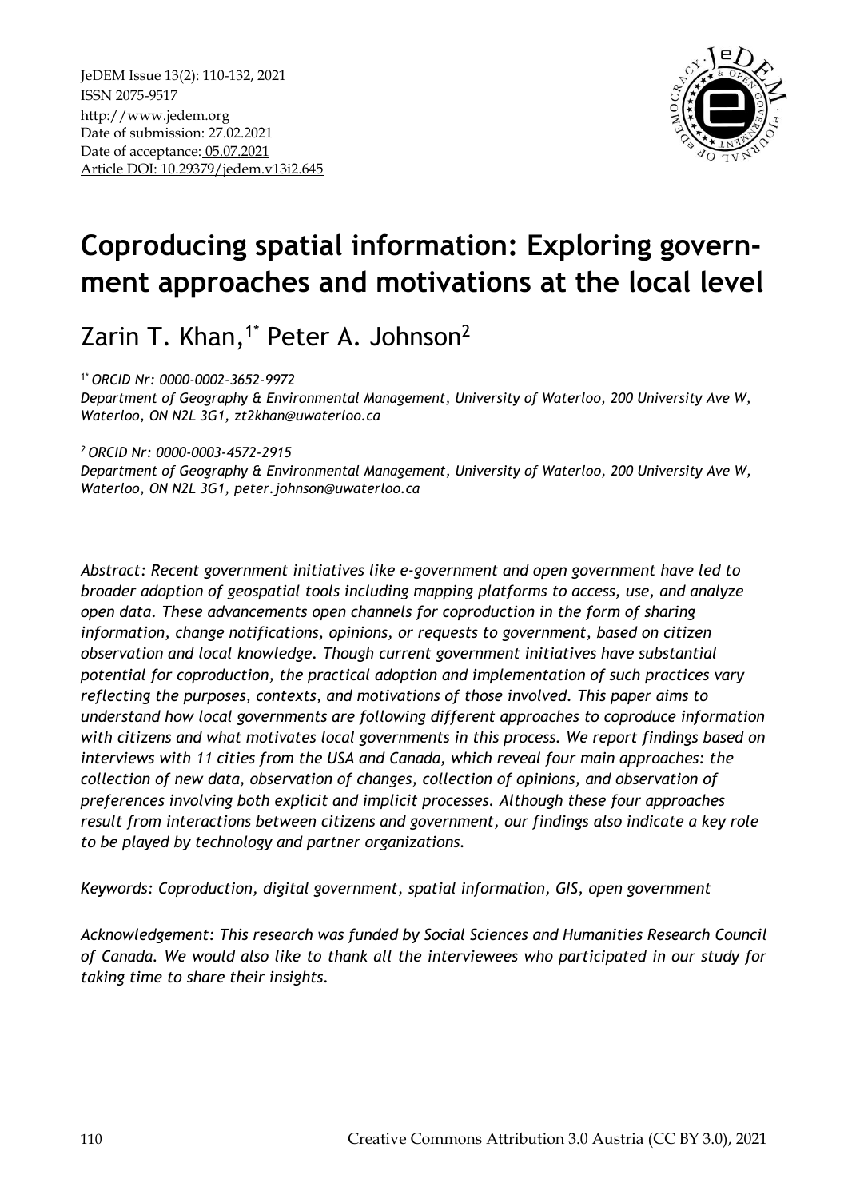JeDEM Issue 13(2): 110-132, 2021
ISSN 2075-9517
http://www.jedem.org
Date of submission: 27.02.2021
Date of acceptance: 05.07.2021
Article DOI: 10.29379/jedem.v13i2.645

# Coproducing spatial information: Exploring government approaches and motivations at the local level

Zarin T. Khan,[1*] Peter A. Johnson[2]

[1*] *ORCID Nr: 0000-0002-3652-9972*
*Department of Geography & Environmental Management, University of Waterloo, 200 University Ave W, Waterloo, ON N2L 3G1, zt2khan@uwaterloo.ca*

[2] *ORCID Nr: 0000-0003-4572-2915*
*Department of Geography & Environmental Management, University of Waterloo, 200 University Ave W, Waterloo, ON N2L 3G1, peter.johnson@uwaterloo.ca*

*Abstract: Recent government initiatives like e-government and open government have led to broader adoption of geospatial tools including mapping platforms to access, use, and analyze open data. These advancements open channels for coproduction in the form of sharing information, change notifications, opinions, or requests to government, based on citizen observation and local knowledge. Though current government initiatives have substantial potential for coproduction, the practical adoption and implementation of such practices vary reflecting the purposes, contexts, and motivations of those involved. This paper aims to understand how local governments are following different approaches to coproduce information with citizens and what motivates local governments in this process. We report findings based on interviews with 11 cities from the USA and Canada, which reveal four main approaches: the collection of new data, observation of changes, collection of opinions, and observation of preferences involving both explicit and implicit processes. Although these four approaches result from interactions between citizens and government, our findings also indicate a key role to be played by technology and partner organizations.*

*Keywords: Coproduction, digital government, spatial information, GIS, open government*

*Acknowledgement: This research was funded by Social Sciences and Humanities Research Council of Canada. We would also like to thank all the interviewees who participated in our study for taking time to share their insights.*

Creative Commons Attribution 3.0 Austria (CC BY 3.0), 2021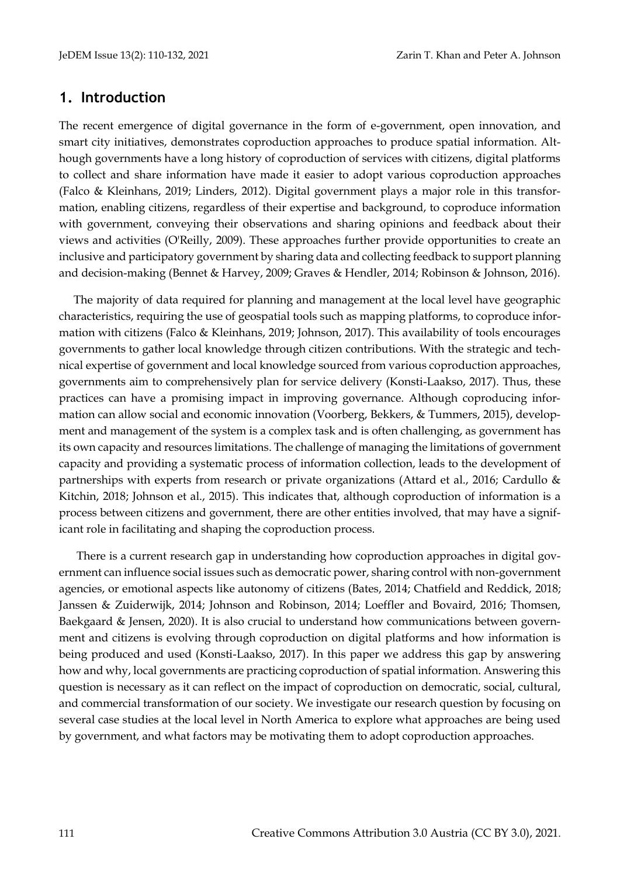## 1. Introduction

The recent emergence of digital governance in the form of e-government, open innovation, and smart city initiatives, demonstrates coproduction approaches to produce spatial information. Although governments have a long history of coproduction of services with citizens, digital platforms to collect and share information have made it easier to adopt various coproduction approaches (Falco & Kleinhans, 2019; Linders, 2012). Digital government plays a major role in this transformation, enabling citizens, regardless of their expertise and background, to coproduce information with government, conveying their observations and sharing opinions and feedback about their views and activities (O'Reilly, 2009). These approaches further provide opportunities to create an inclusive and participatory government by sharing data and collecting feedback to support planning and decision-making (Bennet & Harvey, 2009; Graves & Hendler, 2014; Robinson & Johnson, 2016).

The majority of data required for planning and management at the local level have geographic characteristics, requiring the use of geospatial tools such as mapping platforms, to coproduce information with citizens (Falco & Kleinhans, 2019; Johnson, 2017). This availability of tools encourages governments to gather local knowledge through citizen contributions. With the strategic and technical expertise of government and local knowledge sourced from various coproduction approaches, governments aim to comprehensively plan for service delivery (Konsti-Laakso, 2017). Thus, these practices can have a promising impact in improving governance. Although coproducing information can allow social and economic innovation (Voorberg, Bekkers, & Tummers, 2015), development and management of the system is a complex task and is often challenging, as government has its own capacity and resources limitations. The challenge of managing the limitations of government capacity and providing a systematic process of information collection, leads to the development of partnerships with experts from research or private organizations (Attard et al., 2016; Cardullo & Kitchin, 2018; Johnson et al., 2015). This indicates that, although coproduction of information is a process between citizens and government, there are other entities involved, that may have a significant role in facilitating and shaping the coproduction process.

There is a current research gap in understanding how coproduction approaches in digital government can influence social issues such as democratic power, sharing control with non-government agencies, or emotional aspects like autonomy of citizens (Bates, 2014; Chatfield and Reddick, 2018; Janssen & Zuiderwijk, 2014; Johnson and Robinson, 2014; Loeffler and Bovaird, 2016; Thomsen, Baekgaard & Jensen, 2020). It is also crucial to understand how communications between government and citizens is evolving through coproduction on digital platforms and how information is being produced and used (Konsti-Laakso, 2017). In this paper we address this gap by answering how and why, local governments are practicing coproduction of spatial information. Answering this question is necessary as it can reflect on the impact of coproduction on democratic, social, cultural, and commercial transformation of our society. We investigate our research question by focusing on several case studies at the local level in North America to explore what approaches are being used by government, and what factors may be motivating them to adopt coproduction approaches.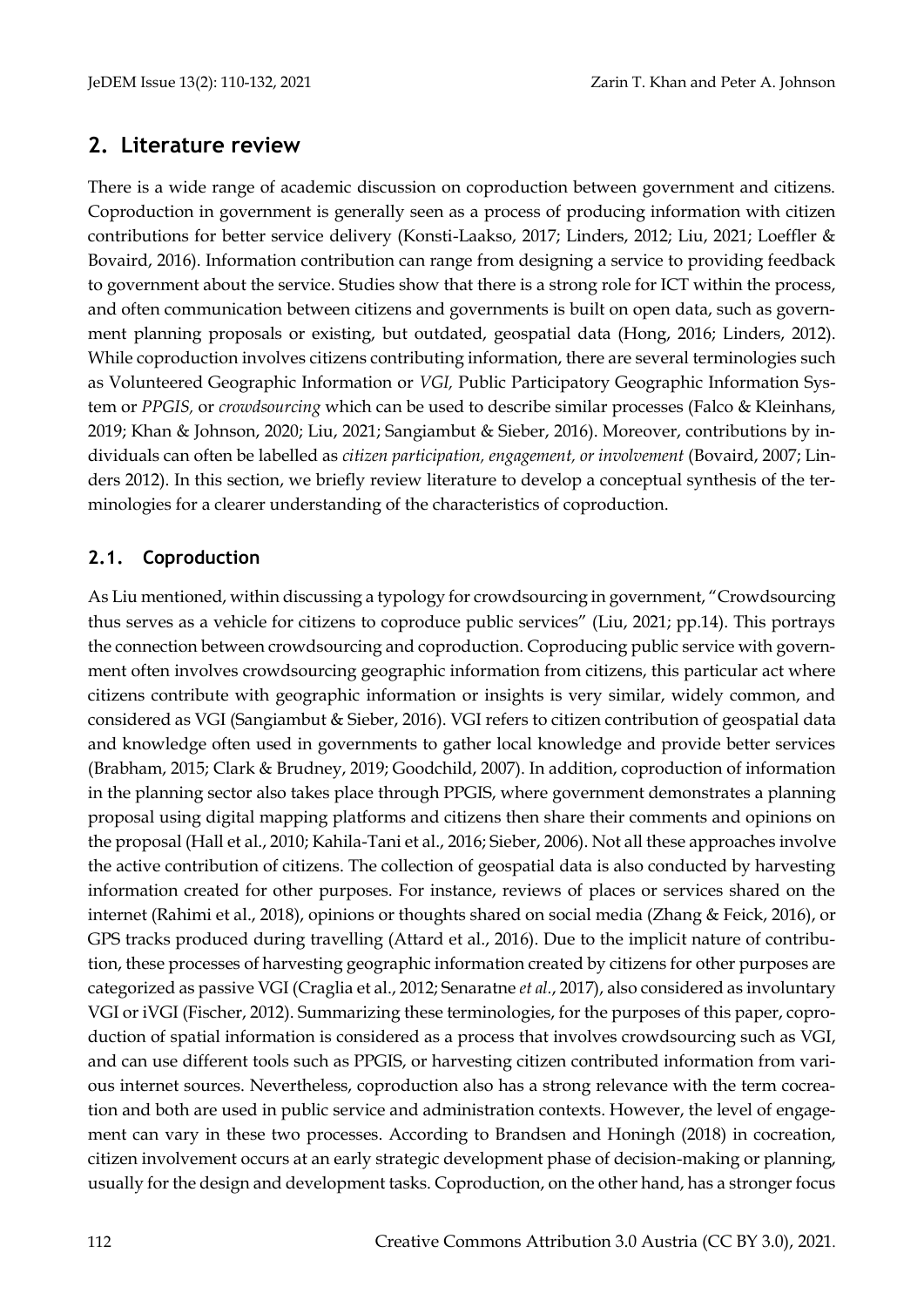## 2. Literature review

There is a wide range of academic discussion on coproduction between government and citizens. Coproduction in government is generally seen as a process of producing information with citizen contributions for better service delivery (Konsti-Laakso, 2017; Linders, 2012; Liu, 2021; Loeffler & Bovaird, 2016). Information contribution can range from designing a service to providing feedback to government about the service. Studies show that there is a strong role for ICT within the process, and often communication between citizens and governments is built on open data, such as government planning proposals or existing, but outdated, geospatial data (Hong, 2016; Linders, 2012). While coproduction involves citizens contributing information, there are several terminologies such as Volunteered Geographic Information or *VGI,* Public Participatory Geographic Information System or *PPGIS,* or *crowdsourcing* which can be used to describe similar processes (Falco & Kleinhans, 2019; Khan & Johnson, 2020; Liu, 2021; Sangiambut & Sieber, 2016). Moreover, contributions by individuals can often be labelled as *citizen participation, engagement, or involvement* (Bovaird, 2007; Linders 2012). In this section, we briefly review literature to develop a conceptual synthesis of the terminologies for a clearer understanding of the characteristics of coproduction.

### 2.1. Coproduction

As Liu mentioned, within discussing a typology for crowdsourcing in government, "Crowdsourcing thus serves as a vehicle for citizens to coproduce public services" (Liu, 2021; pp.14). This portrays the connection between crowdsourcing and coproduction. Coproducing public service with government often involves crowdsourcing geographic information from citizens, this particular act where citizens contribute with geographic information or insights is very similar, widely common, and considered as VGI (Sangiambut & Sieber, 2016). VGI refers to citizen contribution of geospatial data and knowledge often used in governments to gather local knowledge and provide better services (Brabham, 2015; Clark & Brudney, 2019; Goodchild, 2007). In addition, coproduction of information in the planning sector also takes place through PPGIS, where government demonstrates a planning proposal using digital mapping platforms and citizens then share their comments and opinions on the proposal (Hall et al., 2010; Kahila-Tani et al., 2016; Sieber, 2006). Not all these approaches involve the active contribution of citizens. The collection of geospatial data is also conducted by harvesting information created for other purposes. For instance, reviews of places or services shared on the internet (Rahimi et al., 2018), opinions or thoughts shared on social media (Zhang & Feick, 2016), or GPS tracks produced during travelling (Attard et al., 2016). Due to the implicit nature of contribution, these processes of harvesting geographic information created by citizens for other purposes are categorized as passive VGI (Craglia et al., 2012; Senaratne *et al.*, 2017), also considered as involuntary VGI or iVGI (Fischer, 2012). Summarizing these terminologies, for the purposes of this paper, coproduction of spatial information is considered as a process that involves crowdsourcing such as VGI, and can use different tools such as PPGIS, or harvesting citizen contributed information from various internet sources. Nevertheless, coproduction also has a strong relevance with the term cocreation and both are used in public service and administration contexts. However, the level of engagement can vary in these two processes. According to Brandsen and Honingh (2018) in cocreation, citizen involvement occurs at an early strategic development phase of decision-making or planning, usually for the design and development tasks. Coproduction, on the other hand, has a stronger focus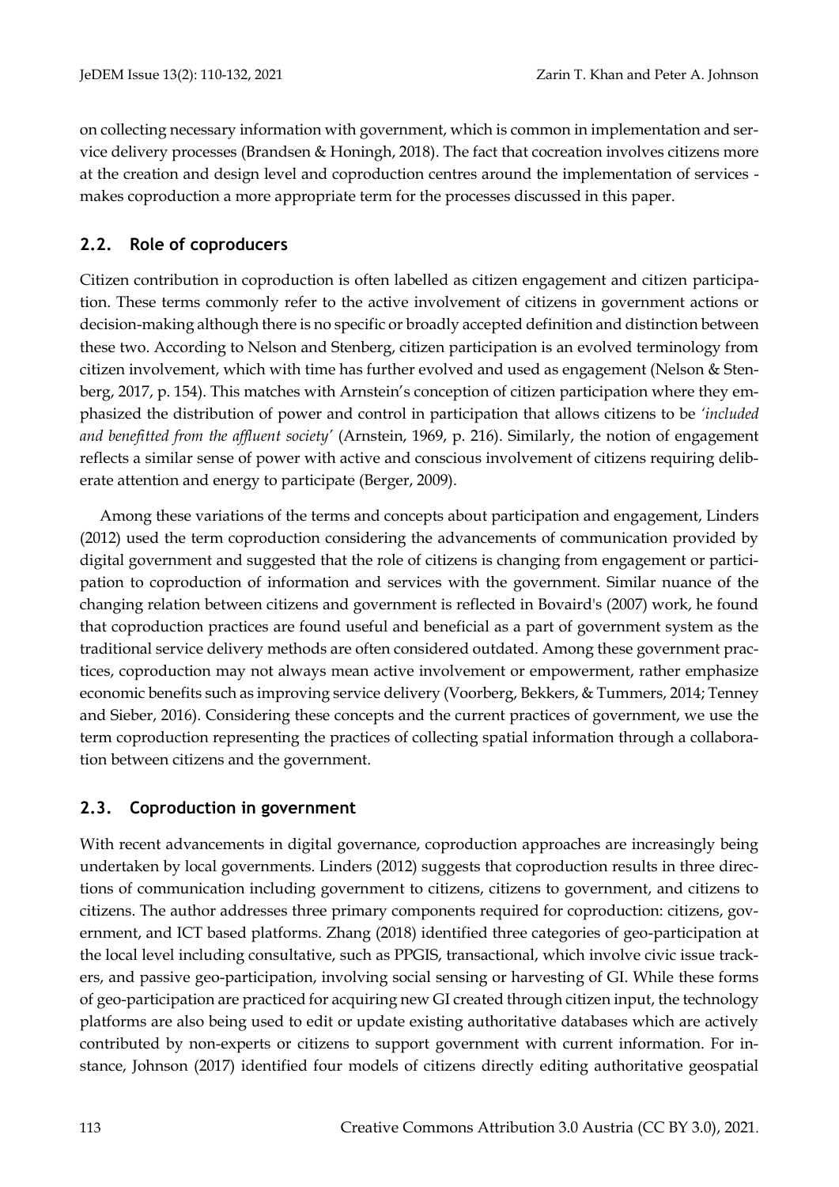on collecting necessary information with government, which is common in implementation and service delivery processes (Brandsen & Honingh, 2018). The fact that cocreation involves citizens more at the creation and design level and coproduction centres around the implementation of services - makes coproduction a more appropriate term for the processes discussed in this paper.

## 2.2. Role of coproducers

Citizen contribution in coproduction is often labelled as citizen engagement and citizen participation. These terms commonly refer to the active involvement of citizens in government actions or decision-making although there is no specific or broadly accepted definition and distinction between these two. According to Nelson and Stenberg, citizen participation is an evolved terminology from citizen involvement, which with time has further evolved and used as engagement (Nelson & Stenberg, 2017, p. 154). This matches with Arnstein's conception of citizen participation where they emphasized the distribution of power and control in participation that allows citizens to be *'included and benefitted from the affluent society'* (Arnstein, 1969, p. 216). Similarly, the notion of engagement reflects a similar sense of power with active and conscious involvement of citizens requiring deliberate attention and energy to participate (Berger, 2009).

Among these variations of the terms and concepts about participation and engagement, Linders (2012) used the term coproduction considering the advancements of communication provided by digital government and suggested that the role of citizens is changing from engagement or participation to coproduction of information and services with the government. Similar nuance of the changing relation between citizens and government is reflected in Bovaird's (2007) work, he found that coproduction practices are found useful and beneficial as a part of government system as the traditional service delivery methods are often considered outdated. Among these government practices, coproduction may not always mean active involvement or empowerment, rather emphasize economic benefits such as improving service delivery (Voorberg, Bekkers, & Tummers, 2014; Tenney and Sieber, 2016). Considering these concepts and the current practices of government, we use the term coproduction representing the practices of collecting spatial information through a collaboration between citizens and the government.

## 2.3. Coproduction in government

With recent advancements in digital governance, coproduction approaches are increasingly being undertaken by local governments. Linders (2012) suggests that coproduction results in three directions of communication including government to citizens, citizens to government, and citizens to citizens. The author addresses three primary components required for coproduction: citizens, government, and ICT based platforms. Zhang (2018) identified three categories of geo-participation at the local level including consultative, such as PPGIS, transactional, which involve civic issue trackers, and passive geo-participation, involving social sensing or harvesting of GI. While these forms of geo-participation are practiced for acquiring new GI created through citizen input, the technology platforms are also being used to edit or update existing authoritative databases which are actively contributed by non-experts or citizens to support government with current information. For instance, Johnson (2017) identified four models of citizens directly editing authoritative geospatial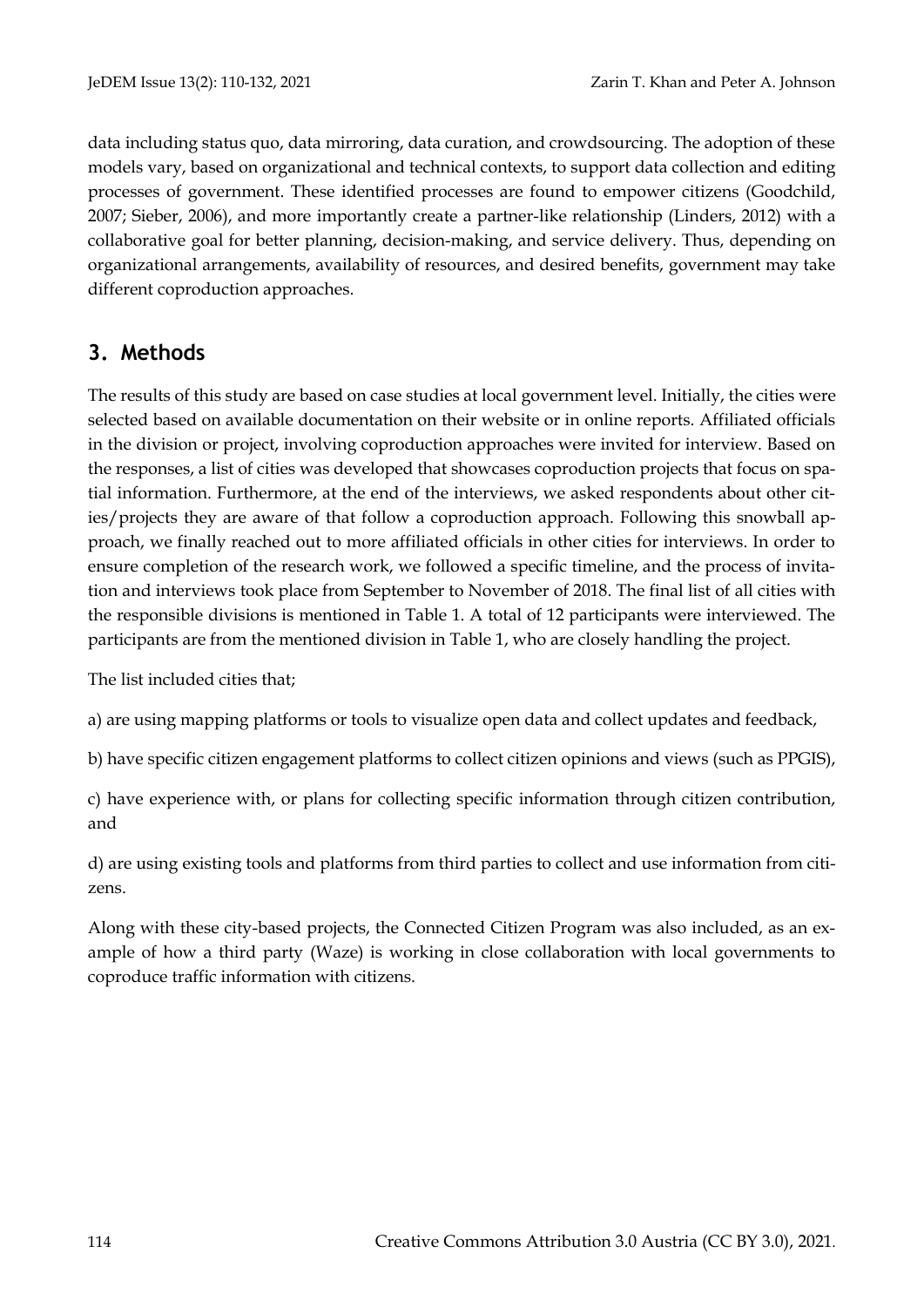data including status quo, data mirroring, data curation, and crowdsourcing. The adoption of these models vary, based on organizational and technical contexts, to support data collection and editing processes of government. These identified processes are found to empower citizens (Goodchild, 2007; Sieber, 2006), and more importantly create a partner-like relationship (Linders, 2012) with a collaborative goal for better planning, decision-making, and service delivery. Thus, depending on organizational arrangements, availability of resources, and desired benefits, government may take different coproduction approaches.

## 3. Methods

The results of this study are based on case studies at local government level. Initially, the cities were selected based on available documentation on their website or in online reports. Affiliated officials in the division or project, involving coproduction approaches were invited for interview. Based on the responses, a list of cities was developed that showcases coproduction projects that focus on spatial information. Furthermore, at the end of the interviews, we asked respondents about other cities/projects they are aware of that follow a coproduction approach. Following this snowball approach, we finally reached out to more affiliated officials in other cities for interviews. In order to ensure completion of the research work, we followed a specific timeline, and the process of invitation and interviews took place from September to November of 2018. The final list of all cities with the responsible divisions is mentioned in Table 1. A total of 12 participants were interviewed. The participants are from the mentioned division in Table 1, who are closely handling the project.

The list included cities that;

a) are using mapping platforms or tools to visualize open data and collect updates and feedback,

b) have specific citizen engagement platforms to collect citizen opinions and views (such as PPGIS),

c) have experience with, or plans for collecting specific information through citizen contribution, and

d) are using existing tools and platforms from third parties to collect and use information from citizens.

Along with these city-based projects, the Connected Citizen Program was also included, as an example of how a third party (Waze) is working in close collaboration with local governments to coproduce traffic information with citizens.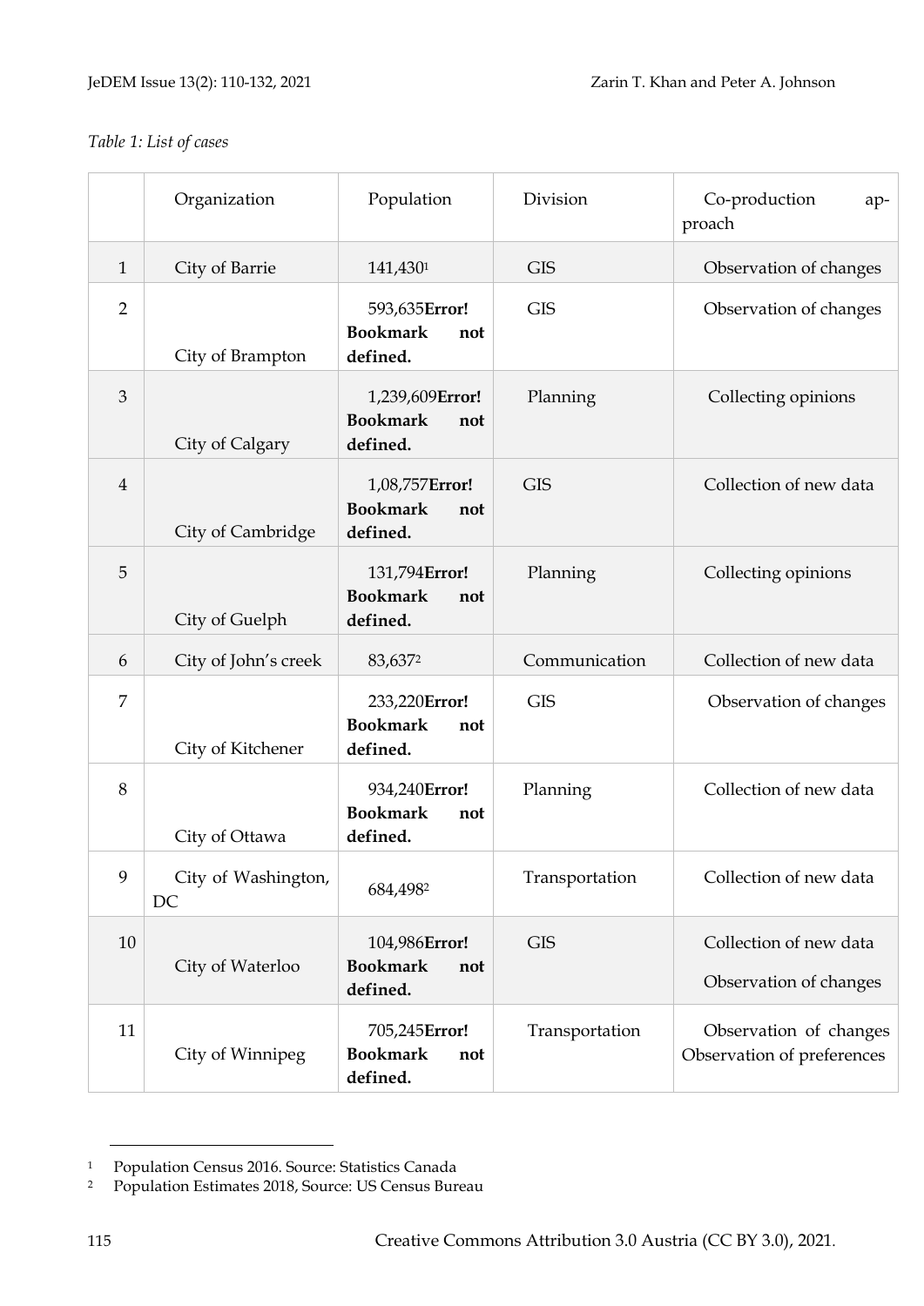*Table 1: List of cases*

| | Organization | Population | Division | Co-production approach |
|---|---|---|---|---|
| 1 | City of Barrie | 141,430[1] | GIS | Observation of changes |
| 2 | City of Brampton | 593,635**Error! Bookmark not defined.** | GIS | Observation of changes |
| 3 | City of Calgary | 1,239,609**Error! Bookmark not defined.** | Planning | Collecting opinions |
| 4 | City of Cambridge | 1,08,757**Error! Bookmark not defined.** | GIS | Collection of new data |
| 5 | City of Guelph | 131,794**Error! Bookmark not defined.** | Planning | Collecting opinions |
| 6 | City of John's creek | 83,637[2] | Communication | Collection of new data |
| 7 | City of Kitchener | 233,220**Error! Bookmark not defined.** | GIS | Observation of changes |
| 8 | City of Ottawa | 934,240**Error! Bookmark not defined.** | Planning | Collection of new data |
| 9 | City of Washington, DC | 684,498[2] | Transportation | Collection of new data |
| 10 | City of Waterloo | 104,986**Error! Bookmark not defined.** | GIS | Collection of new data<br>Observation of changes |
| 11 | City of Winnipeg | 705,245**Error! Bookmark not defined.** | Transportation | Observation of changes<br>Observation of preferences |

[1] Population Census 2016. Source: Statistics Canada

[2] Population Estimates 2018, Source: US Census Bureau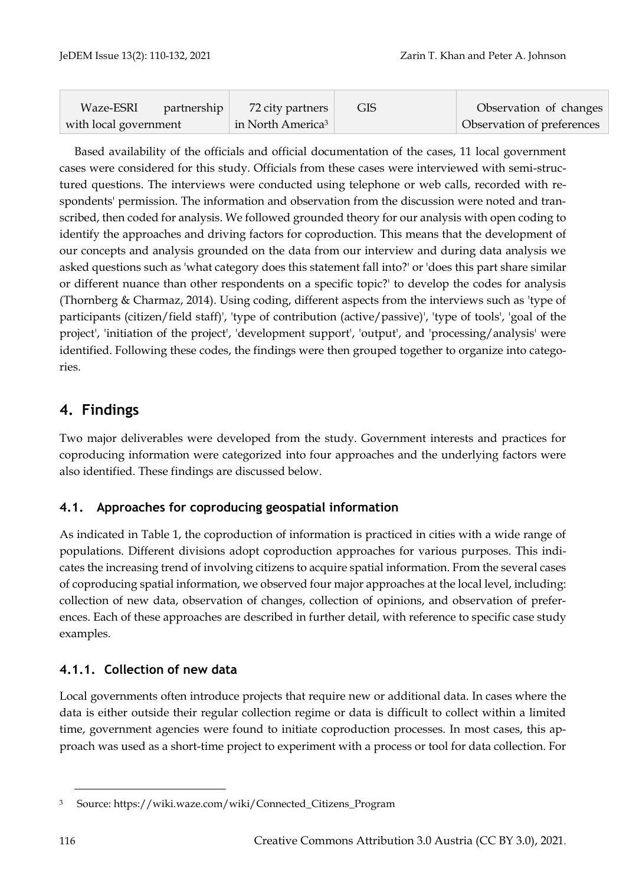| Waze-ESRI partnership with local government | 72 city partners in North America[3] | GIS | Observation of changes Observation of preferences |
|---|---|---|---|

Based availability of the officials and official documentation of the cases, 11 local government cases were considered for this study. Officials from these cases were interviewed with semi-structured questions. The interviews were conducted using telephone or web calls, recorded with respondents' permission. The information and observation from the discussion were noted and transcribed, then coded for analysis. We followed grounded theory for our analysis with open coding to identify the approaches and driving factors for coproduction. This means that the development of our concepts and analysis grounded on the data from our interview and during data analysis we asked questions such as 'what category does this statement fall into?' or 'does this part share similar or different nuance than other respondents on a specific topic?' to develop the codes for analysis (Thornberg & Charmaz, 2014). Using coding, different aspects from the interviews such as 'type of participants (citizen/field staff)', 'type of contribution (active/passive)', 'type of tools', 'goal of the project', 'initiation of the project', 'development support', 'output', and 'processing/analysis' were identified. Following these codes, the findings were then grouped together to organize into categories.

## 4. Findings

Two major deliverables were developed from the study. Government interests and practices for coproducing information were categorized into four approaches and the underlying factors were also identified. These findings are discussed below.

### 4.1. Approaches for coproducing geospatial information

As indicated in Table 1, the coproduction of information is practiced in cities with a wide range of populations. Different divisions adopt coproduction approaches for various purposes. This indicates the increasing trend of involving citizens to acquire spatial information. From the several cases of coproducing spatial information, we observed four major approaches at the local level, including: collection of new data, observation of changes, collection of opinions, and observation of preferences. Each of these approaches are described in further detail, with reference to specific case study examples.

#### 4.1.1. Collection of new data

Local governments often introduce projects that require new or additional data. In cases where the data is either outside their regular collection regime or data is difficult to collect within a limited time, government agencies were found to initiate coproduction processes. In most cases, this approach was used as a short-time project to experiment with a process or tool for data collection. For

[3] Source: https://wiki.waze.com/wiki/Connected_Citizens_Program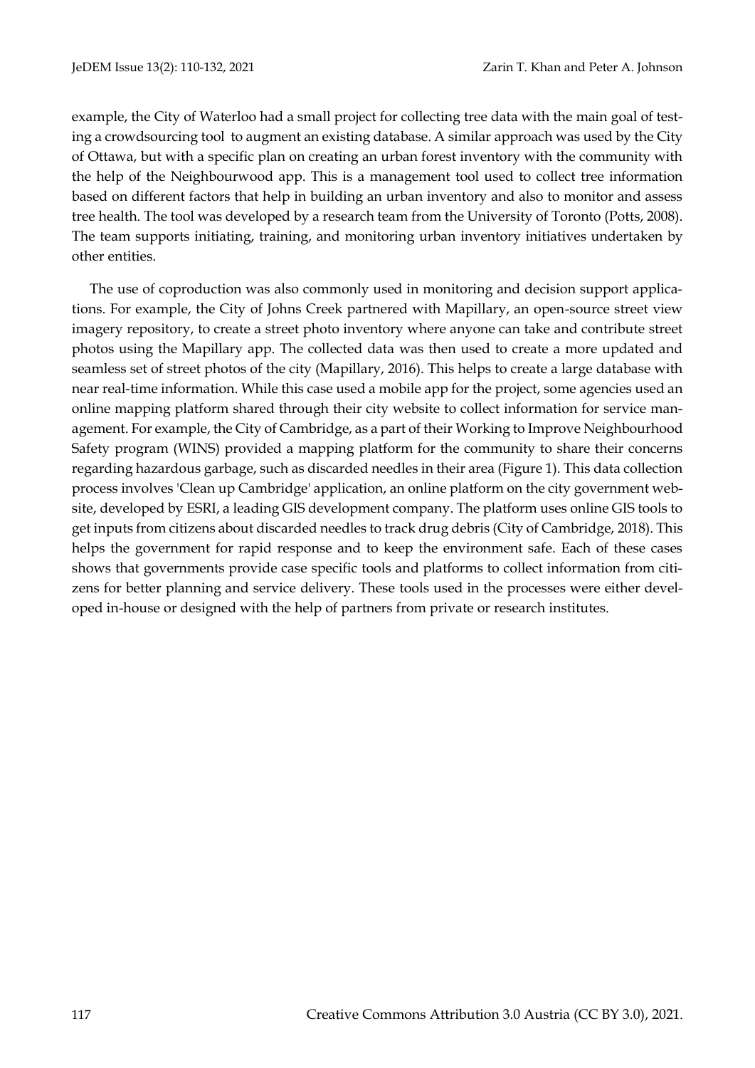example, the City of Waterloo had a small project for collecting tree data with the main goal of testing a crowdsourcing tool to augment an existing database. A similar approach was used by the City of Ottawa, but with a specific plan on creating an urban forest inventory with the community with the help of the Neighbourwood app. This is a management tool used to collect tree information based on different factors that help in building an urban inventory and also to monitor and assess tree health. The tool was developed by a research team from the University of Toronto (Potts, 2008). The team supports initiating, training, and monitoring urban inventory initiatives undertaken by other entities.

The use of coproduction was also commonly used in monitoring and decision support applications. For example, the City of Johns Creek partnered with Mapillary, an open-source street view imagery repository, to create a street photo inventory where anyone can take and contribute street photos using the Mapillary app. The collected data was then used to create a more updated and seamless set of street photos of the city (Mapillary, 2016). This helps to create a large database with near real-time information. While this case used a mobile app for the project, some agencies used an online mapping platform shared through their city website to collect information for service management. For example, the City of Cambridge, as a part of their Working to Improve Neighbourhood Safety program (WINS) provided a mapping platform for the community to share their concerns regarding hazardous garbage, such as discarded needles in their area (Figure 1). This data collection process involves 'Clean up Cambridge' application, an online platform on the city government website, developed by ESRI, a leading GIS development company. The platform uses online GIS tools to get inputs from citizens about discarded needles to track drug debris (City of Cambridge, 2018). This helps the government for rapid response and to keep the environment safe. Each of these cases shows that governments provide case specific tools and platforms to collect information from citizens for better planning and service delivery. These tools used in the processes were either developed in-house or designed with the help of partners from private or research institutes.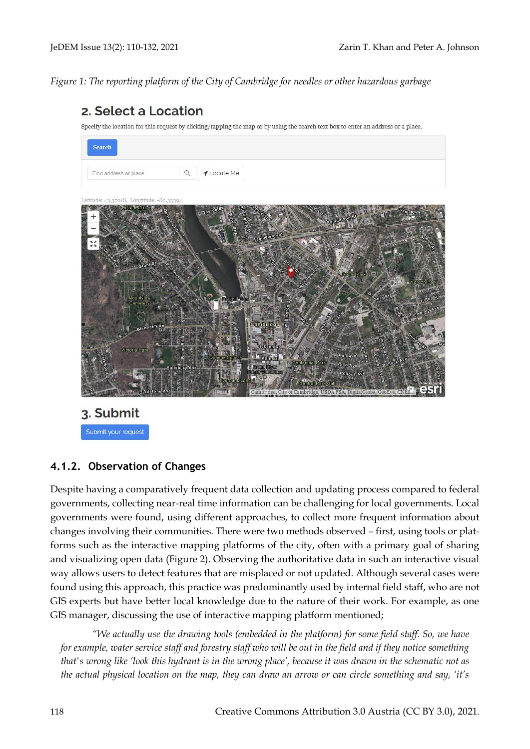*Figure 1: The reporting platform of the City of Cambridge for needles or other hazardous garbage*

## 2. Select a Location

Specify the location for this request by clicking/tapping the map or by using the search text box to enter an address or a place.

Search

Find address or place | Locate Me

Latitude: 43.37018, Longitude: -80.33394

## 3. Submit

Submit your request

### 4.1.2. Observation of Changes

Despite having a comparatively frequent data collection and updating process compared to federal governments, collecting near-real time information can be challenging for local governments. Local governments were found, using different approaches, to collect more frequent information about changes involving their communities. There were two methods observed – first, using tools or platforms such as the interactive mapping platforms of the city, often with a primary goal of sharing and visualizing open data (Figure 2). Observing the authoritative data in such an interactive visual way allows users to detect features that are misplaced or not updated. Although several cases were found using this approach, this practice was predominantly used by internal field staff, who are not GIS experts but have better local knowledge due to the nature of their work. For example, as one GIS manager, discussing the use of interactive mapping platform mentioned;

> *"We actually use the drawing tools (embedded in the platform) for some field staff. So, we have for example, water service staff and forestry staff who will be out in the field and if they notice something that's wrong like 'look this hydrant is in the wrong place', because it was drawn in the schematic not as the actual physical location on the map, they can draw an arrow or can circle something and say, 'it's*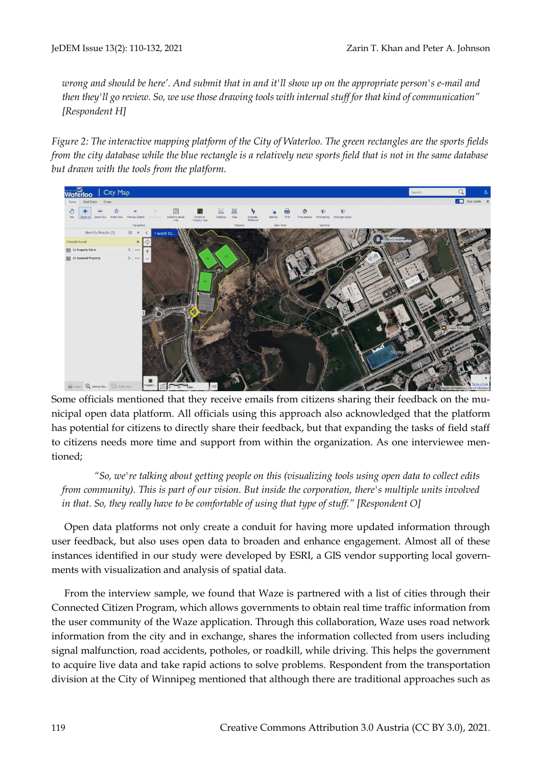*wrong and should be here'. And submit that in and it'll show up on the appropriate person's e-mail and then they'll go review. So, we use those drawing tools with internal stuff for that kind of communication" [Respondent H]*

*Figure 2: The interactive mapping platform of the City of Waterloo. The green rectangles are the sports fields from the city database while the blue rectangle is a relatively new sports field that is not in the same database but drawn with the tools from the platform.*

Some officials mentioned that they receive emails from citizens sharing their feedback on the municipal open data platform. All officials using this approach also acknowledged that the platform has potential for citizens to directly share their feedback, but that expanding the tasks of field staff to citizens needs more time and support from within the organization. As one interviewee mentioned;

> *"So, we're talking about getting people on this (visualizing tools using open data to collect edits from community). This is part of our vision. But inside the corporation, there's multiple units involved in that. So, they really have to be comfortable of using that type of stuff." [Respondent O]*

Open data platforms not only create a conduit for having more updated information through user feedback, but also uses open data to broaden and enhance engagement. Almost all of these instances identified in our study were developed by ESRI, a GIS vendor supporting local governments with visualization and analysis of spatial data.

From the interview sample, we found that Waze is partnered with a list of cities through their Connected Citizen Program, which allows governments to obtain real time traffic information from the user community of the Waze application. Through this collaboration, Waze uses road network information from the city and in exchange, shares the information collected from users including signal malfunction, road accidents, potholes, or roadkill, while driving. This helps the government to acquire live data and take rapid actions to solve problems. Respondent from the transportation division at the City of Winnipeg mentioned that although there are traditional approaches such as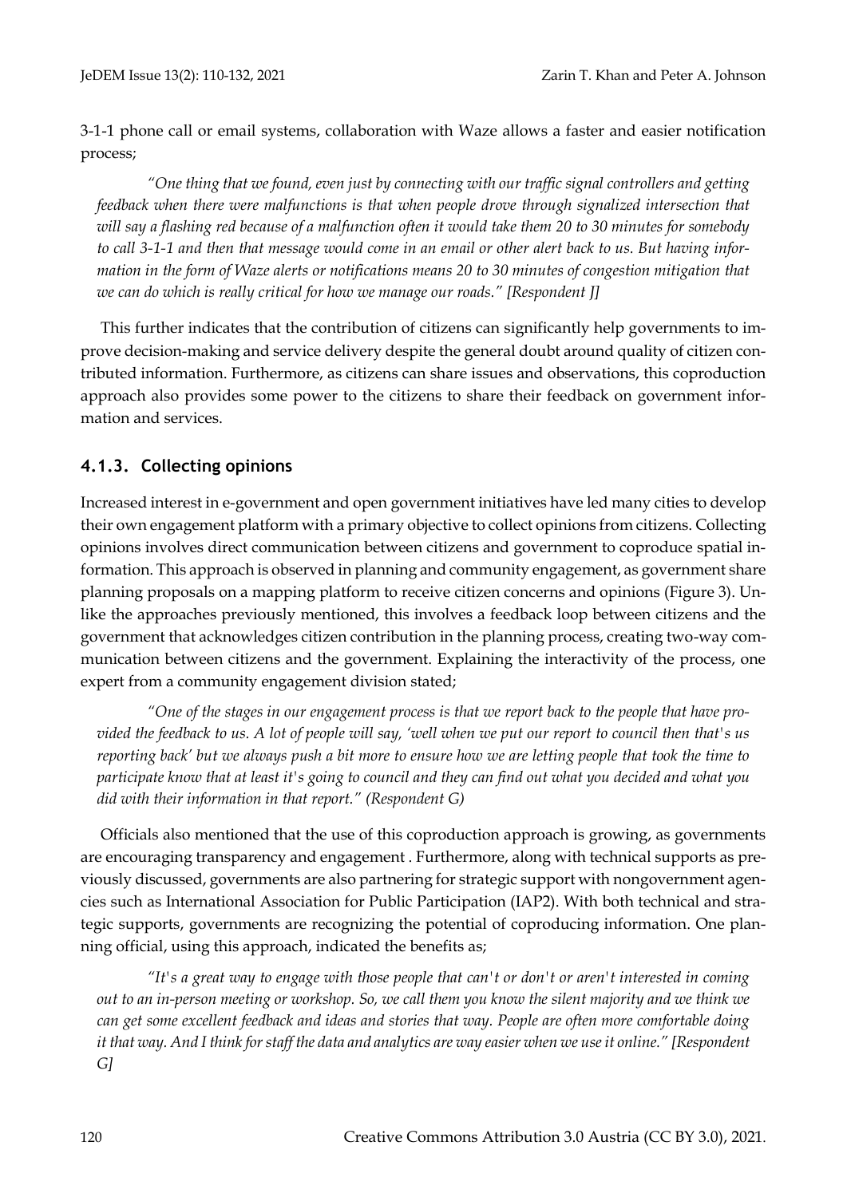3-1-1 phone call or email systems, collaboration with Waze allows a faster and easier notification process;

> *"One thing that we found, even just by connecting with our traffic signal controllers and getting feedback when there were malfunctions is that when people drove through signalized intersection that will say a flashing red because of a malfunction often it would take them 20 to 30 minutes for somebody to call 3-1-1 and then that message would come in an email or other alert back to us. But having information in the form of Waze alerts or notifications means 20 to 30 minutes of congestion mitigation that we can do which is really critical for how we manage our roads." [Respondent J]*

This further indicates that the contribution of citizens can significantly help governments to improve decision-making and service delivery despite the general doubt around quality of citizen contributed information. Furthermore, as citizens can share issues and observations, this coproduction approach also provides some power to the citizens to share their feedback on government information and services.

### 4.1.3. Collecting opinions

Increased interest in e-government and open government initiatives have led many cities to develop their own engagement platform with a primary objective to collect opinions from citizens. Collecting opinions involves direct communication between citizens and government to coproduce spatial information. This approach is observed in planning and community engagement, as government share planning proposals on a mapping platform to receive citizen concerns and opinions (Figure 3). Unlike the approaches previously mentioned, this involves a feedback loop between citizens and the government that acknowledges citizen contribution in the planning process, creating two-way communication between citizens and the government. Explaining the interactivity of the process, one expert from a community engagement division stated;

> *"One of the stages in our engagement process is that we report back to the people that have provided the feedback to us. A lot of people will say, 'well when we put our report to council then that's us reporting back' but we always push a bit more to ensure how we are letting people that took the time to participate know that at least it's going to council and they can find out what you decided and what you did with their information in that report." (Respondent G)*

Officials also mentioned that the use of this coproduction approach is growing, as governments are encouraging transparency and engagement . Furthermore, along with technical supports as previously discussed, governments are also partnering for strategic support with nongovernment agencies such as International Association for Public Participation (IAP2). With both technical and strategic supports, governments are recognizing the potential of coproducing information. One planning official, using this approach, indicated the benefits as;

> *"It's a great way to engage with those people that can't or don't or aren't interested in coming out to an in-person meeting or workshop. So, we call them you know the silent majority and we think we can get some excellent feedback and ideas and stories that way. People are often more comfortable doing it that way. And I think for staff the data and analytics are way easier when we use it online." [Respondent G]*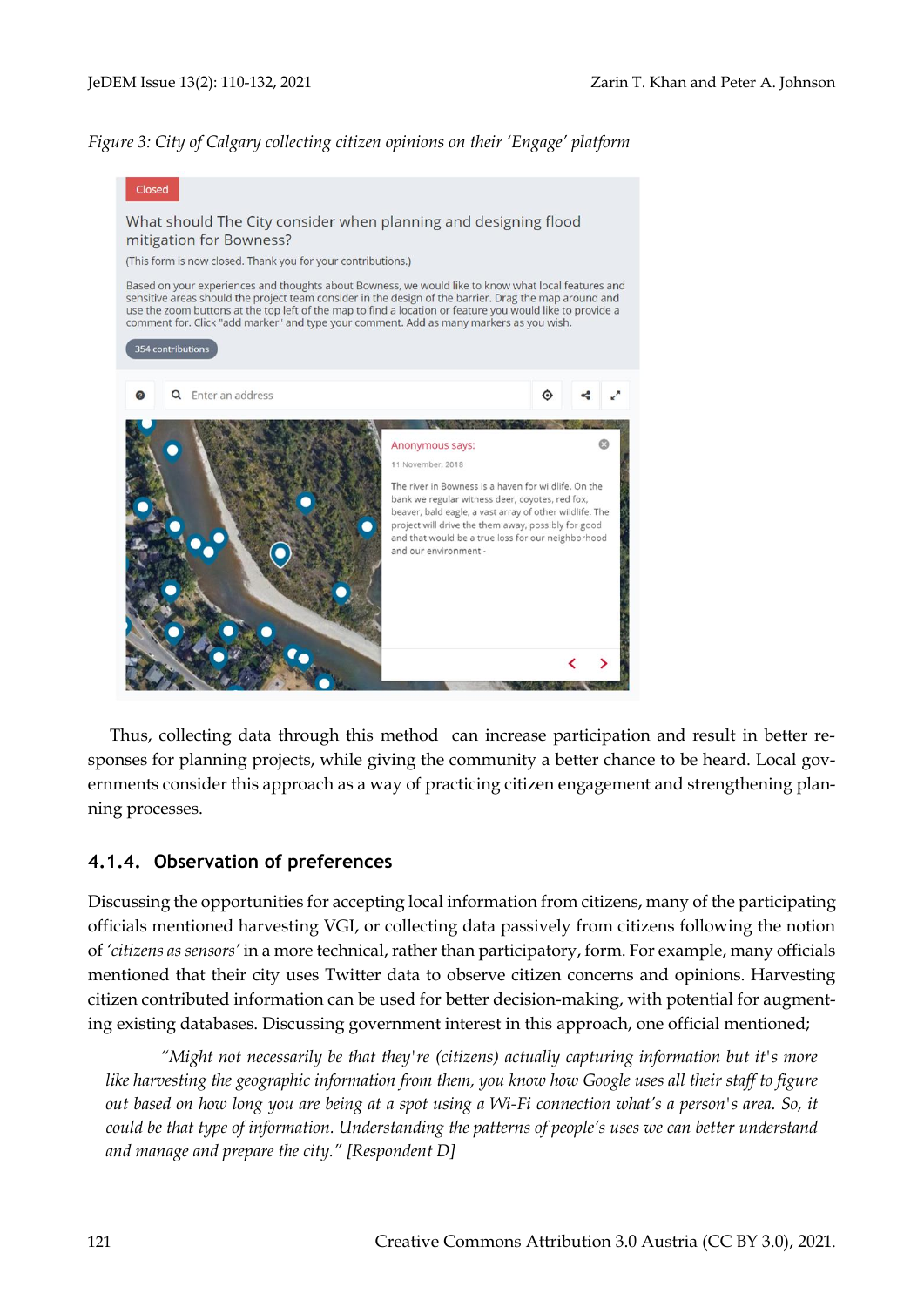*Figure 3: City of Calgary collecting citizen opinions on their 'Engage' platform*

Thus, collecting data through this method can increase participation and result in better responses for planning projects, while giving the community a better chance to be heard. Local governments consider this approach as a way of practicing citizen engagement and strengthening planning processes.

### 4.1.4. Observation of preferences

Discussing the opportunities for accepting local information from citizens, many of the participating officials mentioned harvesting VGI, or collecting data passively from citizens following the notion of *'citizens as sensors'* in a more technical, rather than participatory, form. For example, many officials mentioned that their city uses Twitter data to observe citizen concerns and opinions. Harvesting citizen contributed information can be used for better decision-making, with potential for augmenting existing databases. Discussing government interest in this approach, one official mentioned;

> *"Might not necessarily be that they're (citizens) actually capturing information but it's more like harvesting the geographic information from them, you know how Google uses all their staff to figure out based on how long you are being at a spot using a Wi-Fi connection what's a person's area. So, it could be that type of information. Understanding the patterns of people's uses we can better understand and manage and prepare the city." [Respondent D]*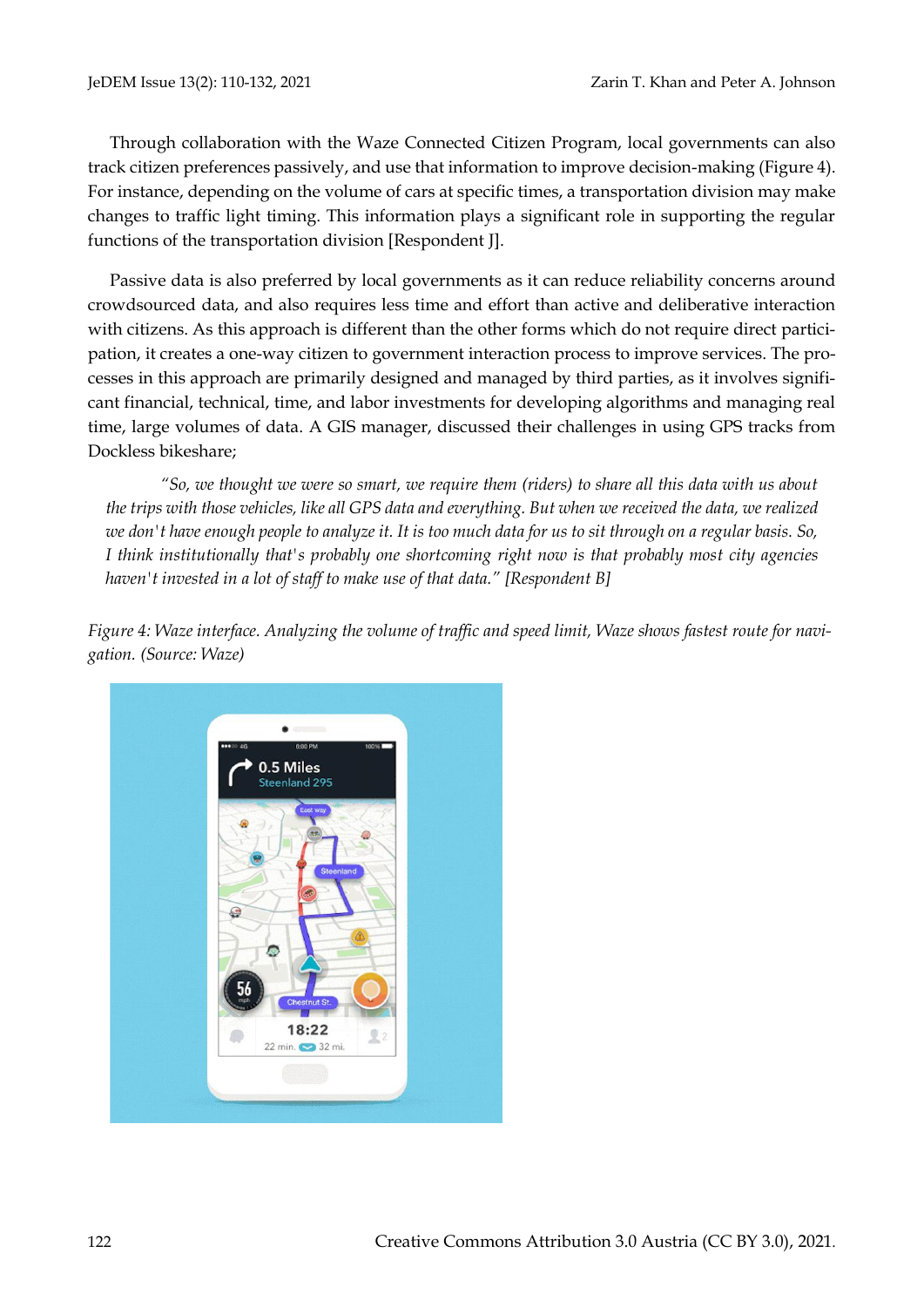Through collaboration with the Waze Connected Citizen Program, local governments can also track citizen preferences passively, and use that information to improve decision-making (Figure 4). For instance, depending on the volume of cars at specific times, a transportation division may make changes to traffic light timing. This information plays a significant role in supporting the regular functions of the transportation division [Respondent J].

Passive data is also preferred by local governments as it can reduce reliability concerns around crowdsourced data, and also requires less time and effort than active and deliberative interaction with citizens. As this approach is different than the other forms which do not require direct participation, it creates a one-way citizen to government interaction process to improve services. The processes in this approach are primarily designed and managed by third parties, as it involves significant financial, technical, time, and labor investments for developing algorithms and managing real time, large volumes of data. A GIS manager, discussed their challenges in using GPS tracks from Dockless bikeshare;

> *"So, we thought we were so smart, we require them (riders) to share all this data with us about the trips with those vehicles, like all GPS data and everything. But when we received the data, we realized we don't have enough people to analyze it. It is too much data for us to sit through on a regular basis. So, I think institutionally that's probably one shortcoming right now is that probably most city agencies haven't invested in a lot of staff to make use of that data." [Respondent B]*

*Figure 4: Waze interface. Analyzing the volume of traffic and speed limit, Waze shows fastest route for navigation. (Source: Waze)*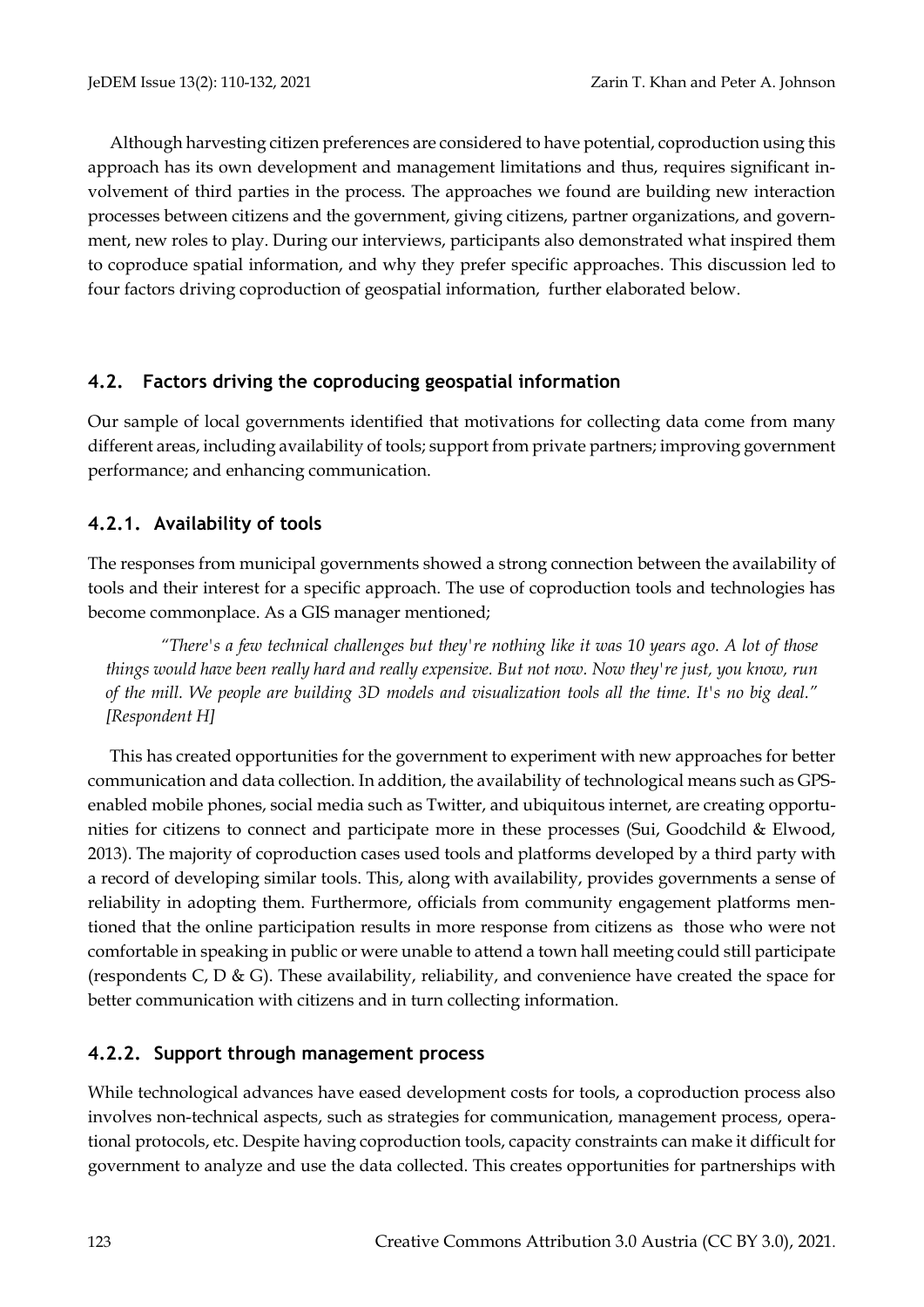Although harvesting citizen preferences are considered to have potential, coproduction using this approach has its own development and management limitations and thus, requires significant involvement of third parties in the process. The approaches we found are building new interaction processes between citizens and the government, giving citizens, partner organizations, and government, new roles to play. During our interviews, participants also demonstrated what inspired them to coproduce spatial information, and why they prefer specific approaches. This discussion led to four factors driving coproduction of geospatial information, further elaborated below.

## 4.2. Factors driving the coproducing geospatial information

Our sample of local governments identified that motivations for collecting data come from many different areas, including availability of tools; support from private partners; improving government performance; and enhancing communication.

### 4.2.1. Availability of tools

The responses from municipal governments showed a strong connection between the availability of tools and their interest for a specific approach. The use of coproduction tools and technologies has become commonplace. As a GIS manager mentioned;

> *"There's a few technical challenges but they're nothing like it was 10 years ago. A lot of those things would have been really hard and really expensive. But not now. Now they're just, you know, run of the mill. We people are building 3D models and visualization tools all the time. It's no big deal." [Respondent H]*

This has created opportunities for the government to experiment with new approaches for better communication and data collection. In addition, the availability of technological means such as GPS-enabled mobile phones, social media such as Twitter, and ubiquitous internet, are creating opportunities for citizens to connect and participate more in these processes (Sui, Goodchild & Elwood, 2013). The majority of coproduction cases used tools and platforms developed by a third party with a record of developing similar tools. This, along with availability, provides governments a sense of reliability in adopting them. Furthermore, officials from community engagement platforms mentioned that the online participation results in more response from citizens as those who were not comfortable in speaking in public or were unable to attend a town hall meeting could still participate (respondents C, D & G). These availability, reliability, and convenience have created the space for better communication with citizens and in turn collecting information.

### 4.2.2. Support through management process

While technological advances have eased development costs for tools, a coproduction process also involves non-technical aspects, such as strategies for communication, management process, operational protocols, etc. Despite having coproduction tools, capacity constraints can make it difficult for government to analyze and use the data collected. This creates opportunities for partnerships with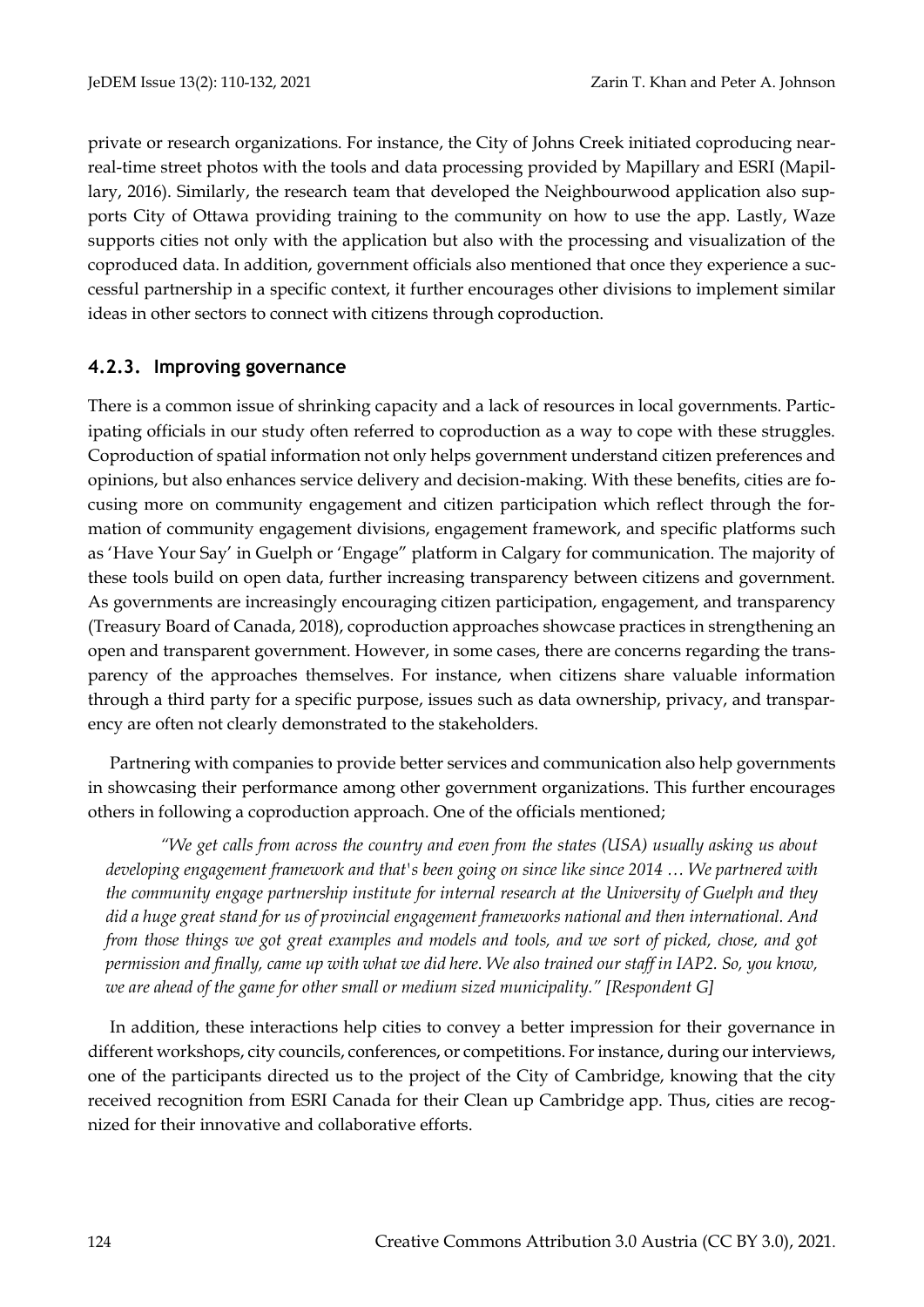private or research organizations. For instance, the City of Johns Creek initiated coproducing near-real-time street photos with the tools and data processing provided by Mapillary and ESRI (Mapillary, 2016). Similarly, the research team that developed the Neighbourwood application also supports City of Ottawa providing training to the community on how to use the app. Lastly, Waze supports cities not only with the application but also with the processing and visualization of the coproduced data. In addition, government officials also mentioned that once they experience a successful partnership in a specific context, it further encourages other divisions to implement similar ideas in other sectors to connect with citizens through coproduction.

### 4.2.3. Improving governance

There is a common issue of shrinking capacity and a lack of resources in local governments. Participating officials in our study often referred to coproduction as a way to cope with these struggles. Coproduction of spatial information not only helps government understand citizen preferences and opinions, but also enhances service delivery and decision-making. With these benefits, cities are focusing more on community engagement and citizen participation which reflect through the formation of community engagement divisions, engagement framework, and specific platforms such as 'Have Your Say' in Guelph or 'Engage" platform in Calgary for communication. The majority of these tools build on open data, further increasing transparency between citizens and government. As governments are increasingly encouraging citizen participation, engagement, and transparency (Treasury Board of Canada, 2018), coproduction approaches showcase practices in strengthening an open and transparent government. However, in some cases, there are concerns regarding the transparency of the approaches themselves. For instance, when citizens share valuable information through a third party for a specific purpose, issues such as data ownership, privacy, and transparency are often not clearly demonstrated to the stakeholders.

Partnering with companies to provide better services and communication also help governments in showcasing their performance among other government organizations. This further encourages others in following a coproduction approach. One of the officials mentioned;

*"We get calls from across the country and even from the states (USA) usually asking us about developing engagement framework and that's been going on since like since 2014 … We partnered with the community engage partnership institute for internal research at the University of Guelph and they did a huge great stand for us of provincial engagement frameworks national and then international. And from those things we got great examples and models and tools, and we sort of picked, chose, and got permission and finally, came up with what we did here. We also trained our staff in IAP2. So, you know, we are ahead of the game for other small or medium sized municipality." [Respondent G]*

In addition, these interactions help cities to convey a better impression for their governance in different workshops, city councils, conferences, or competitions. For instance, during our interviews, one of the participants directed us to the project of the City of Cambridge, knowing that the city received recognition from ESRI Canada for their Clean up Cambridge app. Thus, cities are recognized for their innovative and collaborative efforts.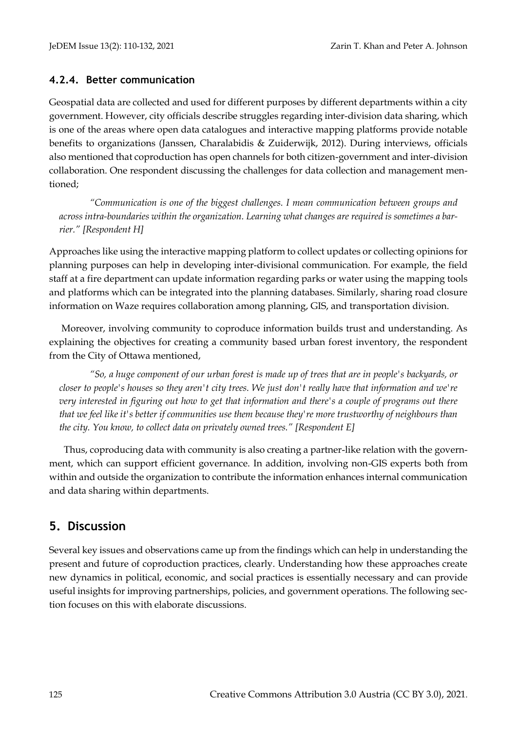#### 4.2.4. Better communication

Geospatial data are collected and used for different purposes by different departments within a city government. However, city officials describe struggles regarding inter-division data sharing, which is one of the areas where open data catalogues and interactive mapping platforms provide notable benefits to organizations (Janssen, Charalabidis & Zuiderwijk, 2012). During interviews, officials also mentioned that coproduction has open channels for both citizen-government and inter-division collaboration. One respondent discussing the challenges for data collection and management mentioned;

> *"Communication is one of the biggest challenges. I mean communication between groups and across intra-boundaries within the organization. Learning what changes are required is sometimes a barrier." [Respondent H]*

Approaches like using the interactive mapping platform to collect updates or collecting opinions for planning purposes can help in developing inter-divisional communication. For example, the field staff at a fire department can update information regarding parks or water using the mapping tools and platforms which can be integrated into the planning databases. Similarly, sharing road closure information on Waze requires collaboration among planning, GIS, and transportation division.

Moreover, involving community to coproduce information builds trust and understanding. As explaining the objectives for creating a community based urban forest inventory, the respondent from the City of Ottawa mentioned,

> *"So, a huge component of our urban forest is made up of trees that are in people's backyards, or closer to people's houses so they aren't city trees. We just don't really have that information and we're very interested in figuring out how to get that information and there's a couple of programs out there that we feel like it's better if communities use them because they're more trustworthy of neighbours than the city. You know, to collect data on privately owned trees." [Respondent E]*

Thus, coproducing data with community is also creating a partner-like relation with the government, which can support efficient governance. In addition, involving non-GIS experts both from within and outside the organization to contribute the information enhances internal communication and data sharing within departments.

## 5. Discussion

Several key issues and observations came up from the findings which can help in understanding the present and future of coproduction practices, clearly. Understanding how these approaches create new dynamics in political, economic, and social practices is essentially necessary and can provide useful insights for improving partnerships, policies, and government operations. The following section focuses on this with elaborate discussions.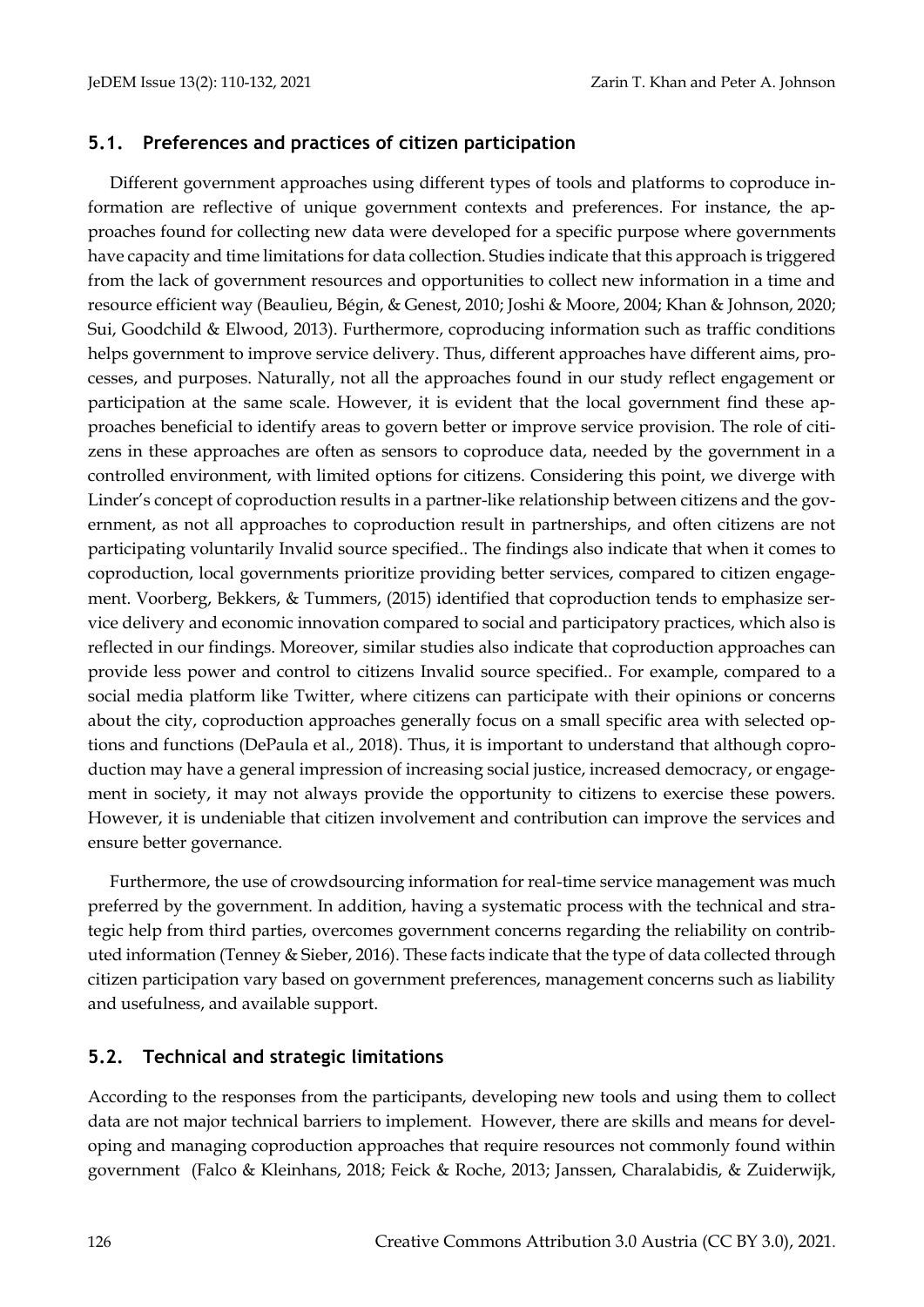### 5.1. Preferences and practices of citizen participation

Different government approaches using different types of tools and platforms to coproduce information are reflective of unique government contexts and preferences. For instance, the approaches found for collecting new data were developed for a specific purpose where governments have capacity and time limitations for data collection. Studies indicate that this approach is triggered from the lack of government resources and opportunities to collect new information in a time and resource efficient way (Beaulieu, Bégin, & Genest, 2010; Joshi & Moore, 2004; Khan & Johnson, 2020; Sui, Goodchild & Elwood, 2013). Furthermore, coproducing information such as traffic conditions helps government to improve service delivery. Thus, different approaches have different aims, processes, and purposes. Naturally, not all the approaches found in our study reflect engagement or participation at the same scale. However, it is evident that the local government find these approaches beneficial to identify areas to govern better or improve service provision. The role of citizens in these approaches are often as sensors to coproduce data, needed by the government in a controlled environment, with limited options for citizens. Considering this point, we diverge with Linder's concept of coproduction results in a partner-like relationship between citizens and the government, as not all approaches to coproduction result in partnerships, and often citizens are not participating voluntarily Invalid source specified.. The findings also indicate that when it comes to coproduction, local governments prioritize providing better services, compared to citizen engagement. Voorberg, Bekkers, & Tummers, (2015) identified that coproduction tends to emphasize service delivery and economic innovation compared to social and participatory practices, which also is reflected in our findings. Moreover, similar studies also indicate that coproduction approaches can provide less power and control to citizens Invalid source specified.. For example, compared to a social media platform like Twitter, where citizens can participate with their opinions or concerns about the city, coproduction approaches generally focus on a small specific area with selected options and functions (DePaula et al., 2018). Thus, it is important to understand that although coproduction may have a general impression of increasing social justice, increased democracy, or engagement in society, it may not always provide the opportunity to citizens to exercise these powers. However, it is undeniable that citizen involvement and contribution can improve the services and ensure better governance.

Furthermore, the use of crowdsourcing information for real-time service management was much preferred by the government. In addition, having a systematic process with the technical and strategic help from third parties, overcomes government concerns regarding the reliability on contributed information (Tenney & Sieber, 2016). These facts indicate that the type of data collected through citizen participation vary based on government preferences, management concerns such as liability and usefulness, and available support.

### 5.2. Technical and strategic limitations

According to the responses from the participants, developing new tools and using them to collect data are not major technical barriers to implement. However, there are skills and means for developing and managing coproduction approaches that require resources not commonly found within government (Falco & Kleinhans, 2018; Feick & Roche, 2013; Janssen, Charalabidis, & Zuiderwijk,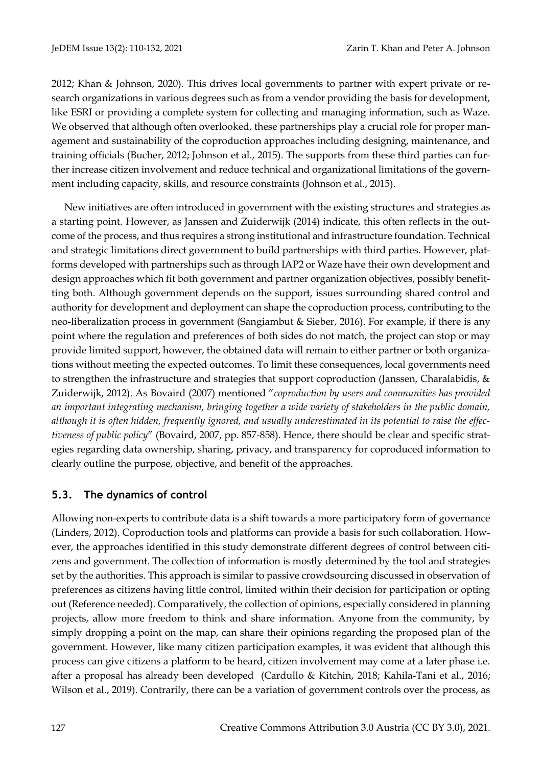2012; Khan & Johnson, 2020). This drives local governments to partner with expert private or research organizations in various degrees such as from a vendor providing the basis for development, like ESRI or providing a complete system for collecting and managing information, such as Waze. We observed that although often overlooked, these partnerships play a crucial role for proper management and sustainability of the coproduction approaches including designing, maintenance, and training officials (Bucher, 2012; Johnson et al., 2015). The supports from these third parties can further increase citizen involvement and reduce technical and organizational limitations of the government including capacity, skills, and resource constraints (Johnson et al., 2015).

New initiatives are often introduced in government with the existing structures and strategies as a starting point. However, as Janssen and Zuiderwijk (2014) indicate, this often reflects in the outcome of the process, and thus requires a strong institutional and infrastructure foundation. Technical and strategic limitations direct government to build partnerships with third parties. However, platforms developed with partnerships such as through IAP2 or Waze have their own development and design approaches which fit both government and partner organization objectives, possibly benefitting both. Although government depends on the support, issues surrounding shared control and authority for development and deployment can shape the coproduction process, contributing to the neo-liberalization process in government (Sangiambut & Sieber, 2016). For example, if there is any point where the regulation and preferences of both sides do not match, the project can stop or may provide limited support, however, the obtained data will remain to either partner or both organizations without meeting the expected outcomes. To limit these consequences, local governments need to strengthen the infrastructure and strategies that support coproduction (Janssen, Charalabidis, & Zuiderwijk, 2012). As Bovaird (2007) mentioned "*coproduction by users and communities has provided an important integrating mechanism, bringing together a wide variety of stakeholders in the public domain, although it is often hidden, frequently ignored, and usually underestimated in its potential to raise the effectiveness of public policy*" (Bovaird, 2007, pp. 857-858). Hence, there should be clear and specific strategies regarding data ownership, sharing, privacy, and transparency for coproduced information to clearly outline the purpose, objective, and benefit of the approaches.

### 5.3. The dynamics of control

Allowing non-experts to contribute data is a shift towards a more participatory form of governance (Linders, 2012). Coproduction tools and platforms can provide a basis for such collaboration. However, the approaches identified in this study demonstrate different degrees of control between citizens and government. The collection of information is mostly determined by the tool and strategies set by the authorities. This approach is similar to passive crowdsourcing discussed in observation of preferences as citizens having little control, limited within their decision for participation or opting out (Reference needed). Comparatively, the collection of opinions, especially considered in planning projects, allow more freedom to think and share information. Anyone from the community, by simply dropping a point on the map, can share their opinions regarding the proposed plan of the government. However, like many citizen participation examples, it was evident that although this process can give citizens a platform to be heard, citizen involvement may come at a later phase i.e. after a proposal has already been developed (Cardullo & Kitchin, 2018; Kahila-Tani et al., 2016; Wilson et al., 2019). Contrarily, there can be a variation of government controls over the process, as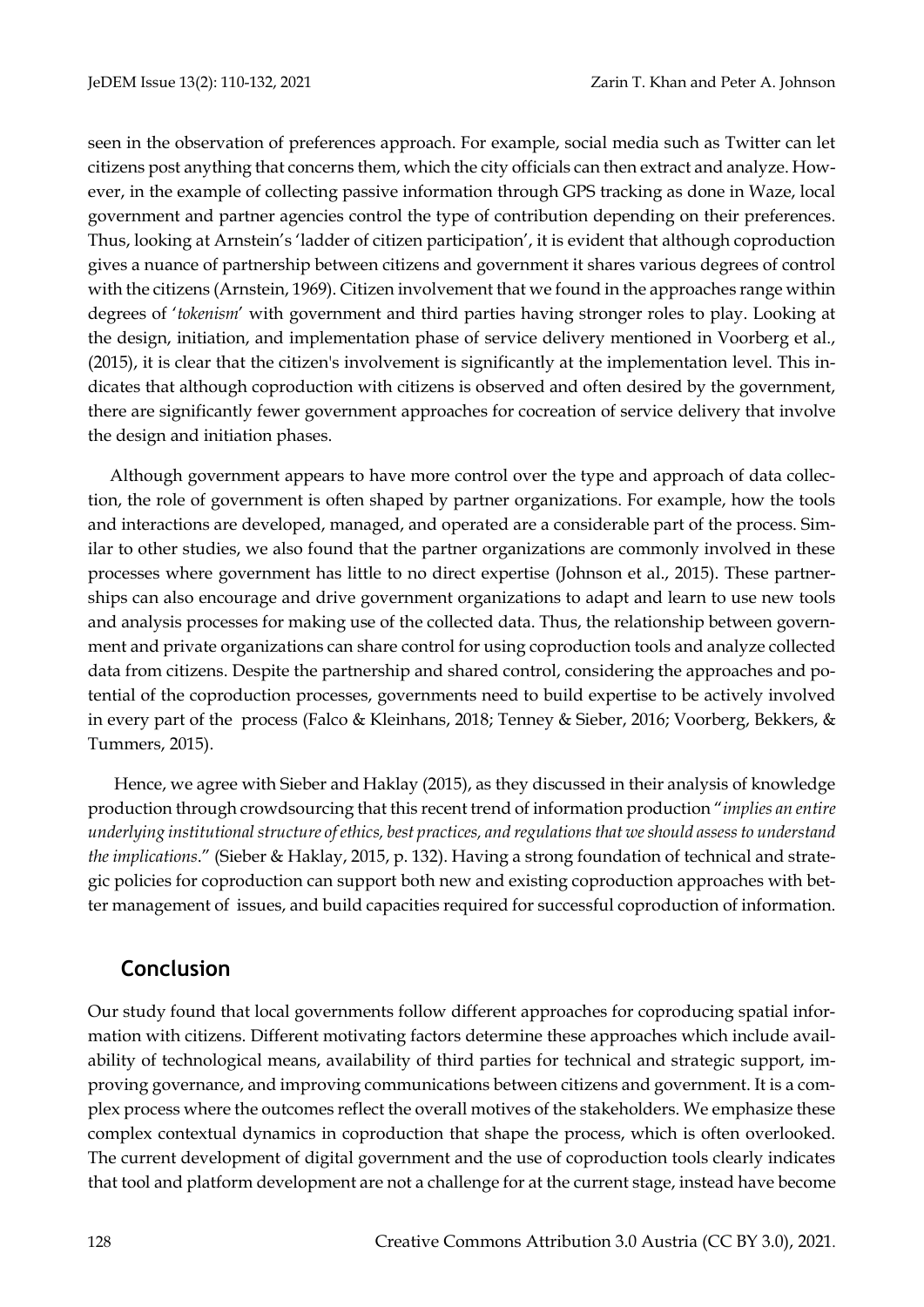seen in the observation of preferences approach. For example, social media such as Twitter can let citizens post anything that concerns them, which the city officials can then extract and analyze. However, in the example of collecting passive information through GPS tracking as done in Waze, local government and partner agencies control the type of contribution depending on their preferences. Thus, looking at Arnstein's 'ladder of citizen participation', it is evident that although coproduction gives a nuance of partnership between citizens and government it shares various degrees of control with the citizens (Arnstein, 1969). Citizen involvement that we found in the approaches range within degrees of '*tokenism*' with government and third parties having stronger roles to play. Looking at the design, initiation, and implementation phase of service delivery mentioned in Voorberg et al., (2015), it is clear that the citizen's involvement is significantly at the implementation level. This indicates that although coproduction with citizens is observed and often desired by the government, there are significantly fewer government approaches for cocreation of service delivery that involve the design and initiation phases.

Although government appears to have more control over the type and approach of data collection, the role of government is often shaped by partner organizations. For example, how the tools and interactions are developed, managed, and operated are a considerable part of the process. Similar to other studies, we also found that the partner organizations are commonly involved in these processes where government has little to no direct expertise (Johnson et al., 2015). These partnerships can also encourage and drive government organizations to adapt and learn to use new tools and analysis processes for making use of the collected data. Thus, the relationship between government and private organizations can share control for using coproduction tools and analyze collected data from citizens. Despite the partnership and shared control, considering the approaches and potential of the coproduction processes, governments need to build expertise to be actively involved in every part of the process (Falco & Kleinhans, 2018; Tenney & Sieber, 2016; Voorberg, Bekkers, & Tummers, 2015).

Hence, we agree with Sieber and Haklay (2015), as they discussed in their analysis of knowledge production through crowdsourcing that this recent trend of information production "*implies an entire underlying institutional structure of ethics, best practices, and regulations that we should assess to understand the implications*." (Sieber & Haklay, 2015, p. 132). Having a strong foundation of technical and strategic policies for coproduction can support both new and existing coproduction approaches with better management of issues, and build capacities required for successful coproduction of information.

## Conclusion

Our study found that local governments follow different approaches for coproducing spatial information with citizens. Different motivating factors determine these approaches which include availability of technological means, availability of third parties for technical and strategic support, improving governance, and improving communications between citizens and government. It is a complex process where the outcomes reflect the overall motives of the stakeholders. We emphasize these complex contextual dynamics in coproduction that shape the process, which is often overlooked. The current development of digital government and the use of coproduction tools clearly indicates that tool and platform development are not a challenge for at the current stage, instead have become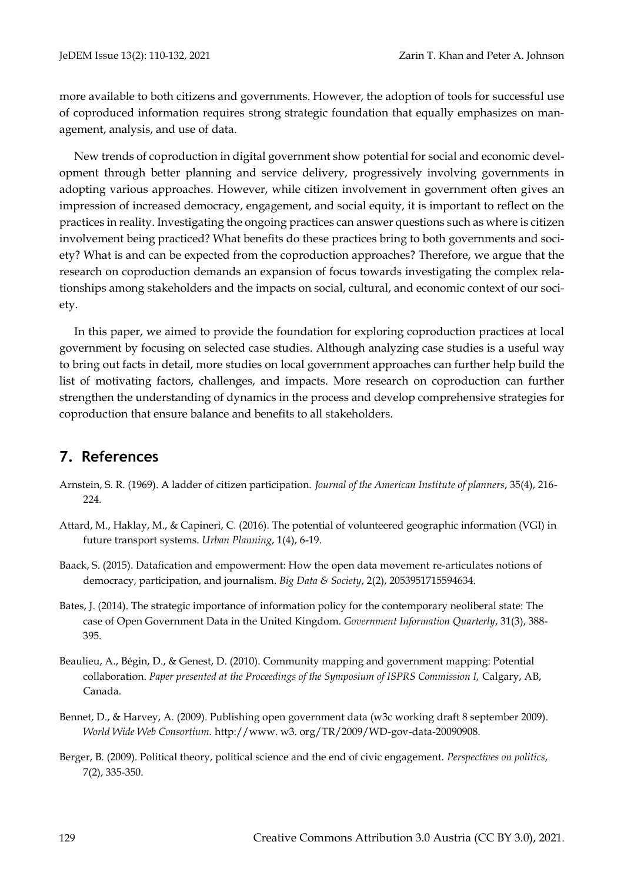more available to both citizens and governments. However, the adoption of tools for successful use of coproduced information requires strong strategic foundation that equally emphasizes on management, analysis, and use of data.

New trends of coproduction in digital government show potential for social and economic development through better planning and service delivery, progressively involving governments in adopting various approaches. However, while citizen involvement in government often gives an impression of increased democracy, engagement, and social equity, it is important to reflect on the practices in reality. Investigating the ongoing practices can answer questions such as where is citizen involvement being practiced? What benefits do these practices bring to both governments and society? What is and can be expected from the coproduction approaches? Therefore, we argue that the research on coproduction demands an expansion of focus towards investigating the complex relationships among stakeholders and the impacts on social, cultural, and economic context of our society.

In this paper, we aimed to provide the foundation for exploring coproduction practices at local government by focusing on selected case studies. Although analyzing case studies is a useful way to bring out facts in detail, more studies on local government approaches can further help build the list of motivating factors, challenges, and impacts. More research on coproduction can further strengthen the understanding of dynamics in the process and develop comprehensive strategies for coproduction that ensure balance and benefits to all stakeholders.

## 7. References

Arnstein, S. R. (1969). A ladder of citizen participation. *Journal of the American Institute of planners*, 35(4), 216-224.

Attard, M., Haklay, M., & Capineri, C. (2016). The potential of volunteered geographic information (VGI) in future transport systems. *Urban Planning*, 1(4), 6-19.

Baack, S. (2015). Datafication and empowerment: How the open data movement re-articulates notions of democracy, participation, and journalism. *Big Data & Society*, 2(2), 2053951715594634.

Bates, J. (2014). The strategic importance of information policy for the contemporary neoliberal state: The case of Open Government Data in the United Kingdom. *Government Information Quarterly*, 31(3), 388-395.

Beaulieu, A., Bégin, D., & Genest, D. (2010). Community mapping and government mapping: Potential collaboration. *Paper presented at the Proceedings of the Symposium of ISPRS Commission I,* Calgary, AB, Canada.

Bennet, D., & Harvey, A. (2009). Publishing open government data (w3c working draft 8 september 2009). *World Wide Web Consortium.* http://www. w3. org/TR/2009/WD-gov-data-20090908.

Berger, B. (2009). Political theory, political science and the end of civic engagement. *Perspectives on politics*, 7(2), 335-350.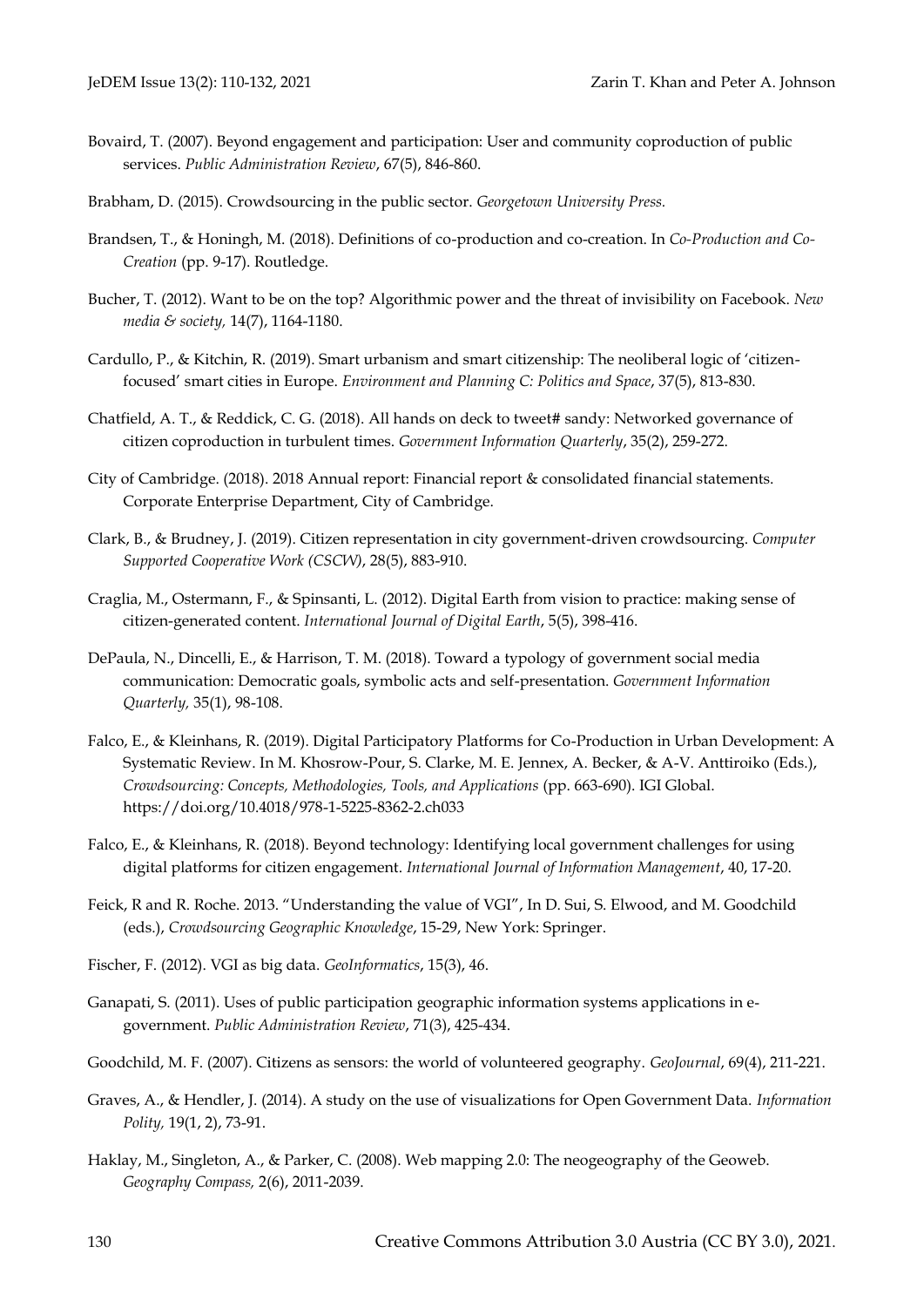Bovaird, T. (2007). Beyond engagement and participation: User and community coproduction of public services. *Public Administration Review*, 67(5), 846-860.

Brabham, D. (2015). Crowdsourcing in the public sector. *Georgetown University Press.*

Brandsen, T., & Honingh, M. (2018). Definitions of co-production and co-creation. In *Co-Production and Co-Creation* (pp. 9-17). Routledge.

Bucher, T. (2012). Want to be on the top? Algorithmic power and the threat of invisibility on Facebook. *New media & society,* 14(7), 1164-1180.

Cardullo, P., & Kitchin, R. (2019). Smart urbanism and smart citizenship: The neoliberal logic of 'citizen-focused' smart cities in Europe. *Environment and Planning C: Politics and Space*, 37(5), 813-830.

Chatfield, A. T., & Reddick, C. G. (2018). All hands on deck to tweet# sandy: Networked governance of citizen coproduction in turbulent times. *Government Information Quarterly*, 35(2), 259-272.

City of Cambridge. (2018). 2018 Annual report: Financial report & consolidated financial statements. Corporate Enterprise Department, City of Cambridge.

Clark, B., & Brudney, J. (2019). Citizen representation in city government-driven crowdsourcing. *Computer Supported Cooperative Work (CSCW)*, 28(5), 883-910.

Craglia, M., Ostermann, F., & Spinsanti, L. (2012). Digital Earth from vision to practice: making sense of citizen-generated content. *International Journal of Digital Earth*, 5(5), 398-416.

DePaula, N., Dincelli, E., & Harrison, T. M. (2018). Toward a typology of government social media communication: Democratic goals, symbolic acts and self-presentation. *Government Information Quarterly,* 35(1), 98-108.

Falco, E., & Kleinhans, R. (2019). Digital Participatory Platforms for Co-Production in Urban Development: A Systematic Review. In M. Khosrow-Pour, S. Clarke, M. E. Jennex, A. Becker, & A-V. Anttiroiko (Eds.), *Crowdsourcing: Concepts, Methodologies, Tools, and Applications* (pp. 663-690). IGI Global. https://doi.org/10.4018/978-1-5225-8362-2.ch033

Falco, E., & Kleinhans, R. (2018). Beyond technology: Identifying local government challenges for using digital platforms for citizen engagement. *International Journal of Information Management*, 40, 17-20.

Feick, R and R. Roche. 2013. "Understanding the value of VGI", In D. Sui, S. Elwood, and M. Goodchild (eds.), *Crowdsourcing Geographic Knowledge*, 15-29, New York: Springer.

Fischer, F. (2012). VGI as big data. *GeoInformatics*, 15(3), 46.

Ganapati, S. (2011). Uses of public participation geographic information systems applications in e-government. *Public Administration Review*, 71(3), 425-434.

Goodchild, M. F. (2007). Citizens as sensors: the world of volunteered geography. *GeoJournal*, 69(4), 211-221.

Graves, A., & Hendler, J. (2014). A study on the use of visualizations for Open Government Data. *Information Polity,* 19(1, 2), 73-91.

Haklay, M., Singleton, A., & Parker, C. (2008). Web mapping 2.0: The neogeography of the Geoweb. *Geography Compass,* 2(6), 2011-2039.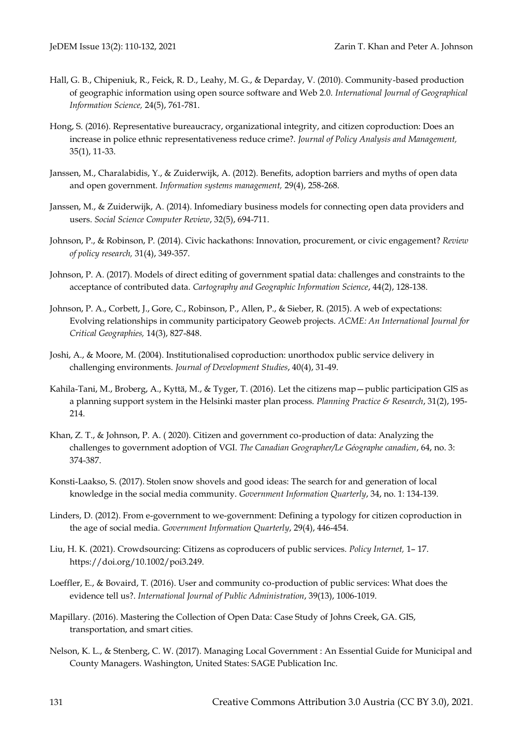Hall, G. B., Chipeniuk, R., Feick, R. D., Leahy, M. G., & Deparday, V. (2010). Community-based production of geographic information using open source software and Web 2.0. *International Journal of Geographical Information Science,* 24(5), 761-781.

Hong, S. (2016). Representative bureaucracy, organizational integrity, and citizen coproduction: Does an increase in police ethnic representativeness reduce crime?. *Journal of Policy Analysis and Management,* 35(1), 11-33.

Janssen, M., Charalabidis, Y., & Zuiderwijk, A. (2012). Benefits, adoption barriers and myths of open data and open government. *Information systems management,* 29(4), 258-268.

Janssen, M., & Zuiderwijk, A. (2014). Infomediary business models for connecting open data providers and users. *Social Science Computer Review*, 32(5), 694-711.

Johnson, P., & Robinson, P. (2014). Civic hackathons: Innovation, procurement, or civic engagement? *Review of policy research,* 31(4), 349-357.

Johnson, P. A. (2017). Models of direct editing of government spatial data: challenges and constraints to the acceptance of contributed data. *Cartography and Geographic Information Science*, 44(2), 128-138.

Johnson, P. A., Corbett, J., Gore, C., Robinson, P., Allen, P., & Sieber, R. (2015). A web of expectations: Evolving relationships in community participatory Geoweb projects. *ACME: An International Journal for Critical Geographies,* 14(3), 827-848.

Joshi, A., & Moore, M. (2004). Institutionalised coproduction: unorthodox public service delivery in challenging environments. *Journal of Development Studies*, 40(4), 31-49.

Kahila-Tani, M., Broberg, A., Kyttä, M., & Tyger, T. (2016). Let the citizens map—public participation GIS as a planning support system in the Helsinki master plan process. *Planning Practice & Research*, 31(2), 195-214.

Khan, Z. T., & Johnson, P. A. ( 2020). Citizen and government co-production of data: Analyzing the challenges to government adoption of VGI. *The Canadian Geographer/Le Géographe canadien*, 64, no. 3: 374-387.

Konsti-Laakso, S. (2017). Stolen snow shovels and good ideas: The search for and generation of local knowledge in the social media community. *Government Information Quarterly*, 34, no. 1: 134-139.

Linders, D. (2012). From e-government to we-government: Defining a typology for citizen coproduction in the age of social media. *Government Information Quarterly*, 29(4), 446-454.

Liu, H. K. (2021). Crowdsourcing: Citizens as coproducers of public services. *Policy Internet,* 1– 17. https://doi.org/10.1002/poi3.249.

Loeffler, E., & Bovaird, T. (2016). User and community co-production of public services: What does the evidence tell us?. *International Journal of Public Administration*, 39(13), 1006-1019.

Mapillary. (2016). Mastering the Collection of Open Data: Case Study of Johns Creek, GA. GIS, transportation, and smart cities.

Nelson, K. L., & Stenberg, C. W. (2017). Managing Local Government : An Essential Guide for Municipal and County Managers. Washington, United States: SAGE Publication Inc.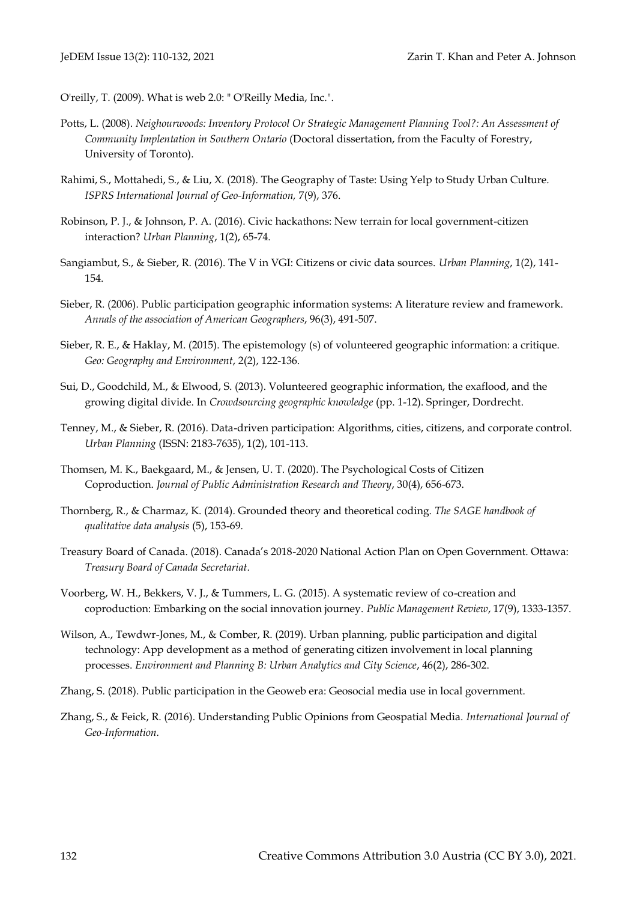O'reilly, T. (2009). What is web 2.0: " O'Reilly Media, Inc.".

Potts, L. (2008). *Neighourwoods: Inventory Protocol Or Strategic Management Planning Tool?: An Assessment of Community Implentation in Southern Ontario* (Doctoral dissertation, from the Faculty of Forestry, University of Toronto).

Rahimi, S., Mottahedi, S., & Liu, X. (2018). The Geography of Taste: Using Yelp to Study Urban Culture. *ISPRS International Journal of Geo-Information,* 7(9), 376.

Robinson, P. J., & Johnson, P. A. (2016). Civic hackathons: New terrain for local government-citizen interaction? *Urban Planning*, 1(2), 65-74.

Sangiambut, S., & Sieber, R. (2016). The V in VGI: Citizens or civic data sources. *Urban Planning*, 1(2), 141-154.

Sieber, R. (2006). Public participation geographic information systems: A literature review and framework. *Annals of the association of American Geographers*, 96(3), 491-507.

Sieber, R. E., & Haklay, M. (2015). The epistemology (s) of volunteered geographic information: a critique. *Geo: Geography and Environment*, 2(2), 122-136.

Sui, D., Goodchild, M., & Elwood, S. (2013). Volunteered geographic information, the exaflood, and the growing digital divide. In *Crowdsourcing geographic knowledge* (pp. 1-12). Springer, Dordrecht.

Tenney, M., & Sieber, R. (2016). Data-driven participation: Algorithms, cities, citizens, and corporate control. *Urban Planning* (ISSN: 2183-7635), 1(2), 101-113.

Thomsen, M. K., Baekgaard, M., & Jensen, U. T. (2020). The Psychological Costs of Citizen Coproduction. *Journal of Public Administration Research and Theory*, 30(4), 656-673.

Thornberg, R., & Charmaz, K. (2014). Grounded theory and theoretical coding. *The SAGE handbook of qualitative data analysis* (5), 153-69.

Treasury Board of Canada. (2018). Canada's 2018-2020 National Action Plan on Open Government. Ottawa: *Treasury Board of Canada Secretariat*.

Voorberg, W. H., Bekkers, V. J., & Tummers, L. G. (2015). A systematic review of co-creation and coproduction: Embarking on the social innovation journey. *Public Management Review*, 17(9), 1333-1357.

Wilson, A., Tewdwr-Jones, M., & Comber, R. (2019). Urban planning, public participation and digital technology: App development as a method of generating citizen involvement in local planning processes. *Environment and Planning B: Urban Analytics and City Science*, 46(2), 286-302.

Zhang, S. (2018). Public participation in the Geoweb era: Geosocial media use in local government.

Zhang, S., & Feick, R. (2016). Understanding Public Opinions from Geospatial Media. *International Journal of Geo-Information*.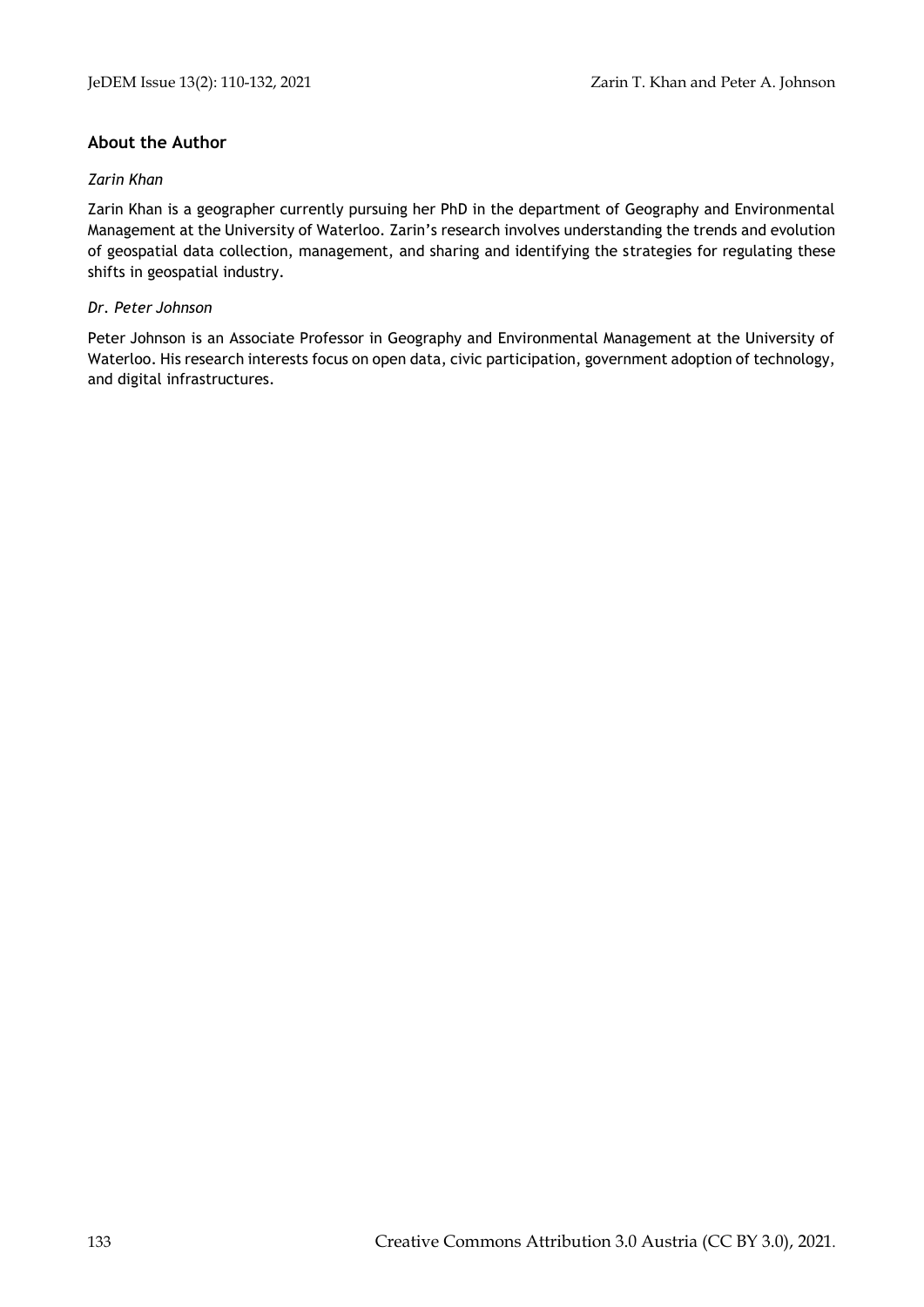## About the Author

*Zarin Khan*

Zarin Khan is a geographer currently pursuing her PhD in the department of Geography and Environmental Management at the University of Waterloo. Zarin's research involves understanding the trends and evolution of geospatial data collection, management, and sharing and identifying the strategies for regulating these shifts in geospatial industry.

*Dr. Peter Johnson*

Peter Johnson is an Associate Professor in Geography and Environmental Management at the University of Waterloo. His research interests focus on open data, civic participation, government adoption of technology, and digital infrastructures.